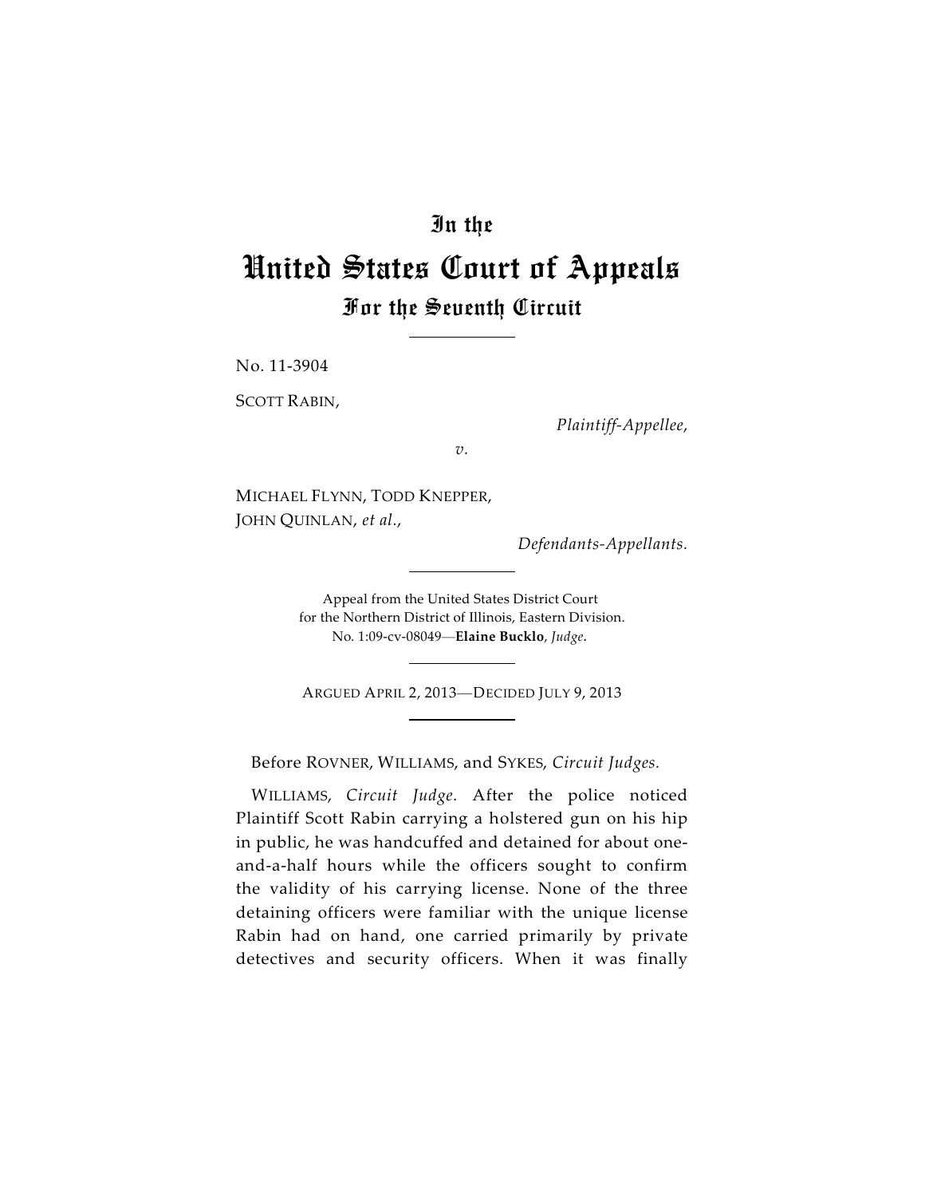# In the
# United States Court of Appeals
## For the Seventh Circuit

No. 11-3904

SCOTT RABIN,

*Plaintiff-Appellee,*

*v.*

MICHAEL FLYNN, TODD KNEPPER, JOHN QUINLAN, *et al.*,

*Defendants-Appellants.*

Appeal from the United States District Court for the Northern District of Illinois, Eastern Division. No. 1:09-cv-08049—**Elaine Bucklo**, *Judge*.

ARGUED APRIL 2, 2013—DECIDED JULY 9, 2013

Before ROVNER, WILLIAMS, and SYKES, *Circuit Judges.*

WILLIAMS, *Circuit Judge*. After the police noticed Plaintiff Scott Rabin carrying a holstered gun on his hip in public, he was handcuffed and detained for about one-and-a-half hours while the officers sought to confirm the validity of his carrying license. None of the three detaining officers were familiar with the unique license Rabin had on hand, one carried primarily by private detectives and security officers. When it was finally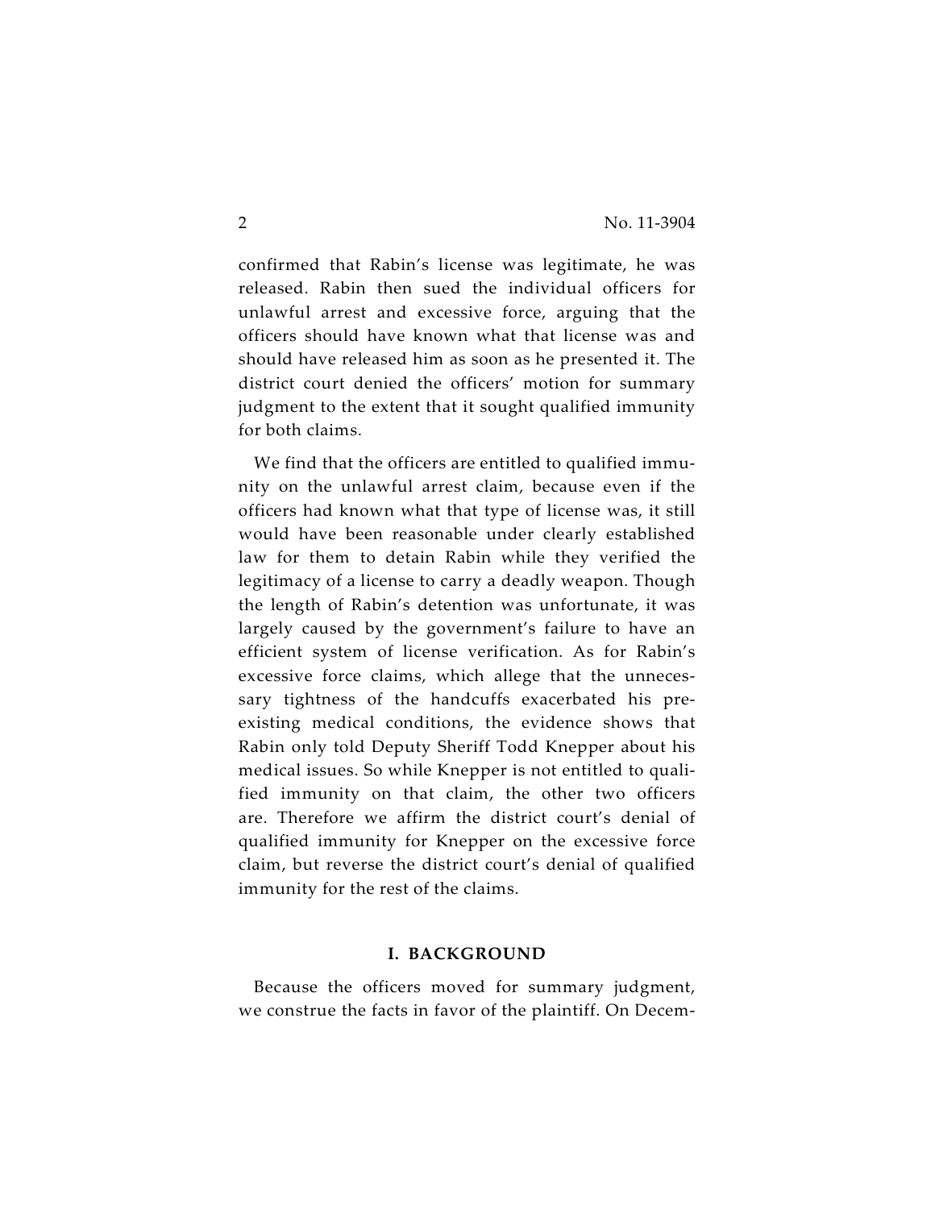confirmed that Rabin's license was legitimate, he was released. Rabin then sued the individual officers for unlawful arrest and excessive force, arguing that the officers should have known what that license was and should have released him as soon as he presented it. The district court denied the officers' motion for summary judgment to the extent that it sought qualified immunity for both claims.

We find that the officers are entitled to qualified immunity on the unlawful arrest claim, because even if the officers had known what that type of license was, it still would have been reasonable under clearly established law for them to detain Rabin while they verified the legitimacy of a license to carry a deadly weapon. Though the length of Rabin's detention was unfortunate, it was largely caused by the government's failure to have an efficient system of license verification. As for Rabin's excessive force claims, which allege that the unnecessary tightness of the handcuffs exacerbated his pre-existing medical conditions, the evidence shows that Rabin only told Deputy Sheriff Todd Knepper about his medical issues. So while Knepper is not entitled to qualified immunity on that claim, the other two officers are. Therefore we affirm the district court's denial of qualified immunity for Knepper on the excessive force claim, but reverse the district court's denial of qualified immunity for the rest of the claims.

## I. BACKGROUND

Because the officers moved for summary judgment, we construe the facts in favor of the plaintiff. On Decem-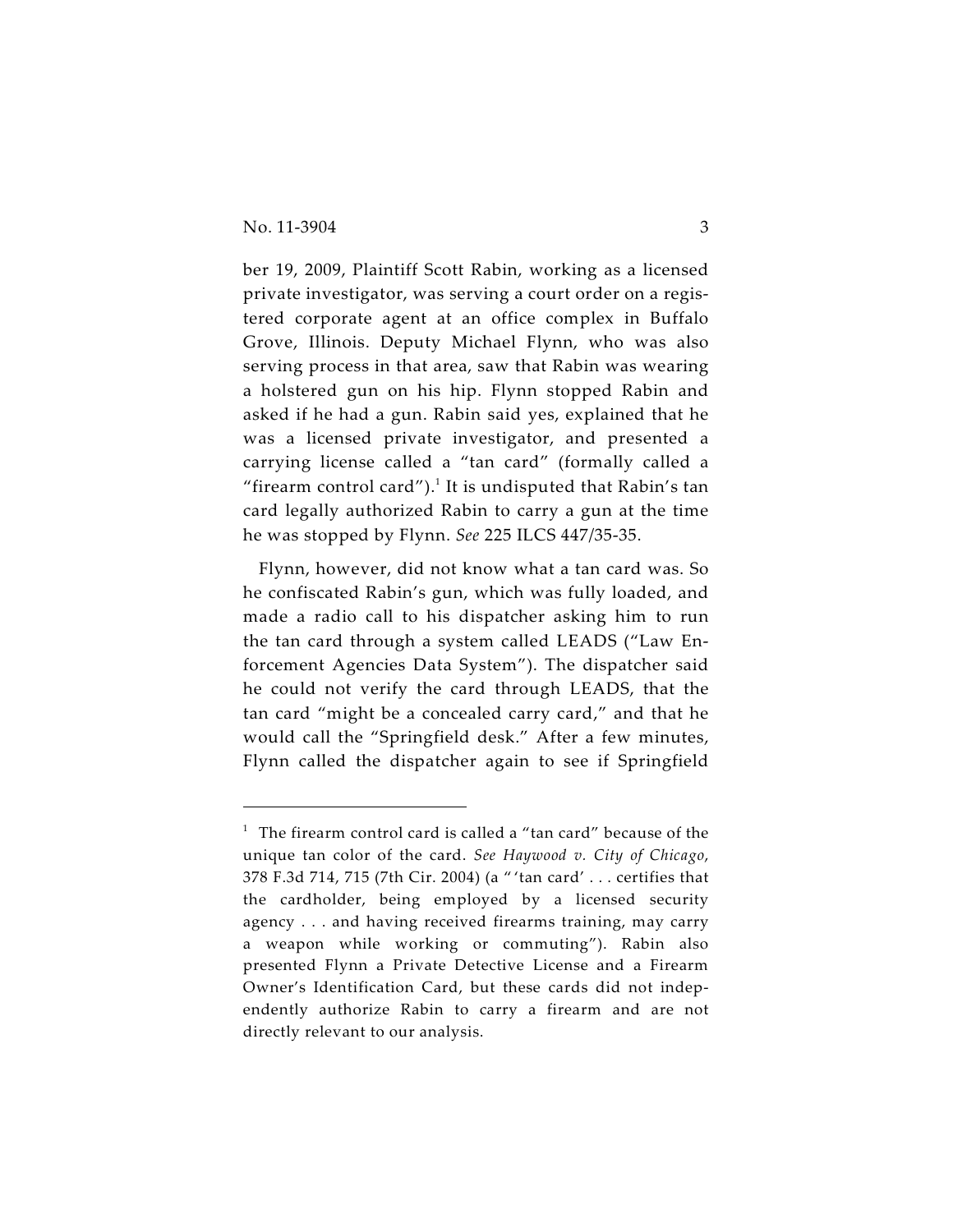ber 19, 2009, Plaintiff Scott Rabin, working as a licensed private investigator, was serving a court order on a registered corporate agent at an office complex in Buffalo Grove, Illinois. Deputy Michael Flynn, who was also serving process in that area, saw that Rabin was wearing a holstered gun on his hip. Flynn stopped Rabin and asked if he had a gun. Rabin said yes, explained that he was a licensed private investigator, and presented a carrying license called a "tan card" (formally called a "firearm control card").[1] It is undisputed that Rabin's tan card legally authorized Rabin to carry a gun at the time he was stopped by Flynn. *See* 225 ILCS 447/35-35.

Flynn, however, did not know what a tan card was. So he confiscated Rabin's gun, which was fully loaded, and made a radio call to his dispatcher asking him to run the tan card through a system called LEADS ("Law Enforcement Agencies Data System"). The dispatcher said he could not verify the card through LEADS, that the tan card "might be a concealed carry card," and that he would call the "Springfield desk." After a few minutes, Flynn called the dispatcher again to see if Springfield

---

[1] The firearm control card is called a "tan card" because of the unique tan color of the card. *See Haywood v. City of Chicago*, 378 F.3d 714, 715 (7th Cir. 2004) (a "'tan card' . . . certifies that the cardholder, being employed by a licensed security agency . . . and having received firearms training, may carry a weapon while working or commuting"). Rabin also presented Flynn a Private Detective License and a Firearm Owner's Identification Card, but these cards did not independently authorize Rabin to carry a firearm and are not directly relevant to our analysis.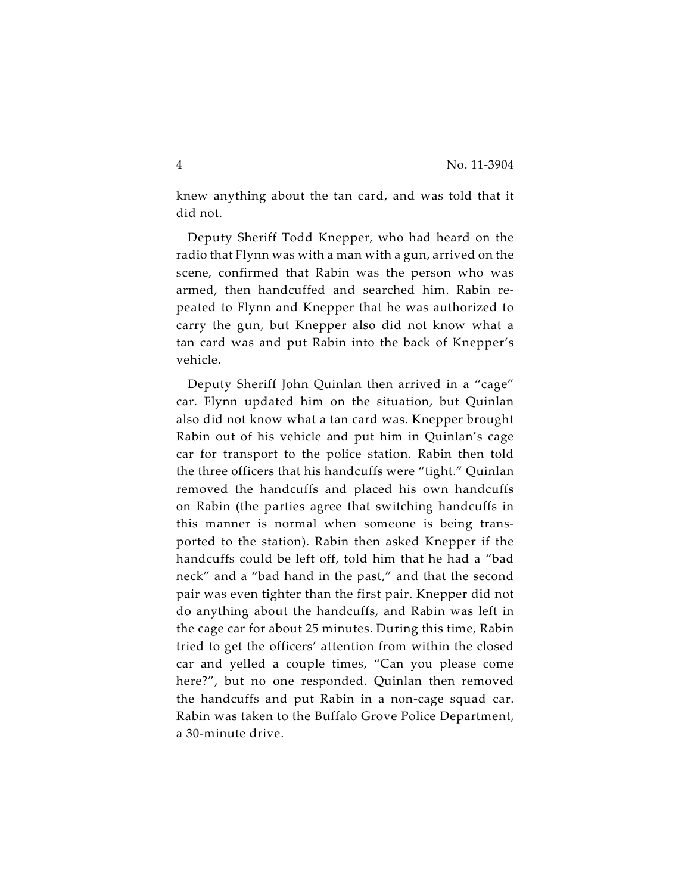knew anything about the tan card, and was told that it did not.

Deputy Sheriff Todd Knepper, who had heard on the radio that Flynn was with a man with a gun, arrived on the scene, confirmed that Rabin was the person who was armed, then handcuffed and searched him. Rabin repeated to Flynn and Knepper that he was authorized to carry the gun, but Knepper also did not know what a tan card was and put Rabin into the back of Knepper's vehicle.

Deputy Sheriff John Quinlan then arrived in a "cage" car. Flynn updated him on the situation, but Quinlan also did not know what a tan card was. Knepper brought Rabin out of his vehicle and put him in Quinlan's cage car for transport to the police station. Rabin then told the three officers that his handcuffs were "tight." Quinlan removed the handcuffs and placed his own handcuffs on Rabin (the parties agree that switching handcuffs in this manner is normal when someone is being transported to the station). Rabin then asked Knepper if the handcuffs could be left off, told him that he had a "bad neck" and a "bad hand in the past," and that the second pair was even tighter than the first pair. Knepper did not do anything about the handcuffs, and Rabin was left in the cage car for about 25 minutes. During this time, Rabin tried to get the officers' attention from within the closed car and yelled a couple times, "Can you please come here?", but no one responded. Quinlan then removed the handcuffs and put Rabin in a non-cage squad car. Rabin was taken to the Buffalo Grove Police Department, a 30-minute drive.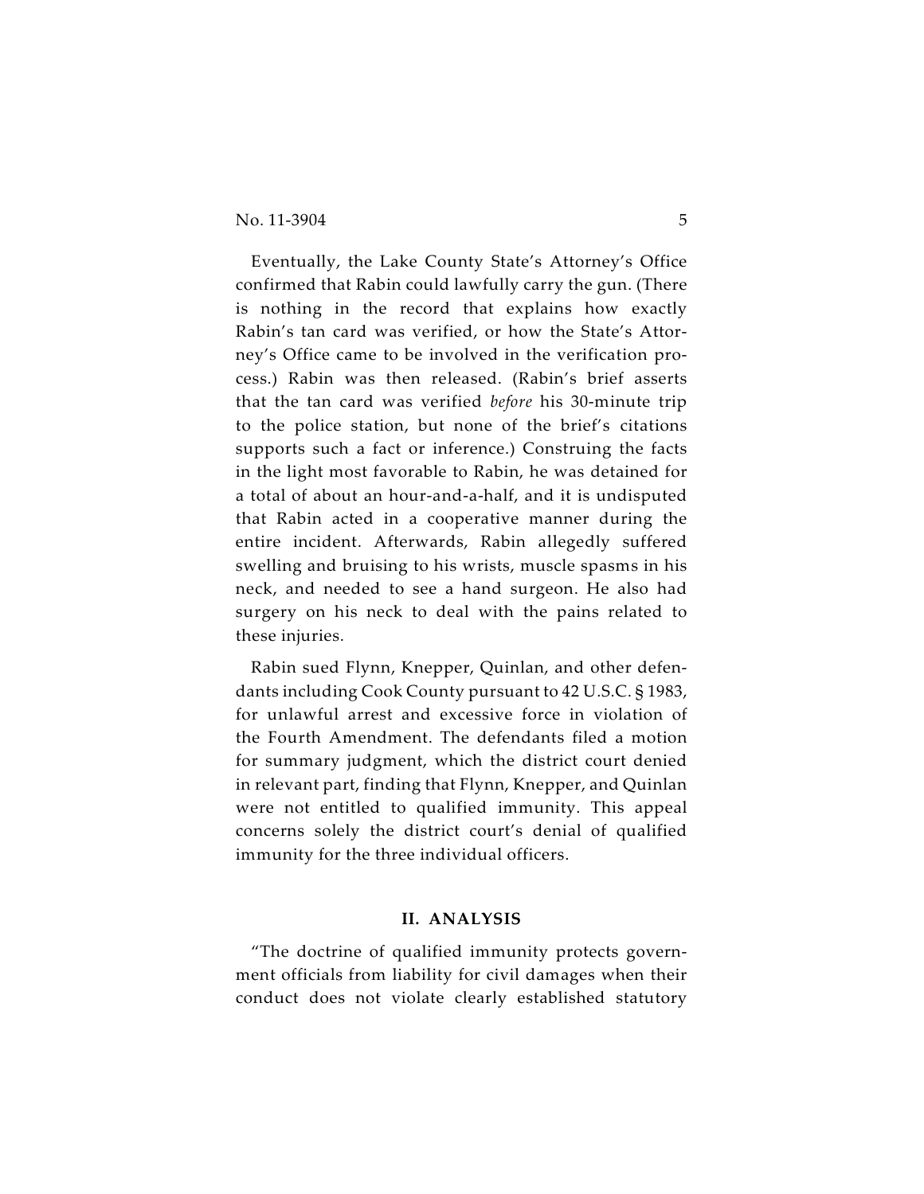Eventually, the Lake County State's Attorney's Office confirmed that Rabin could lawfully carry the gun. (There is nothing in the record that explains how exactly Rabin's tan card was verified, or how the State's Attorney's Office came to be involved in the verification process.) Rabin was then released. (Rabin's brief asserts that the tan card was verified *before* his 30-minute trip to the police station, but none of the brief's citations supports such a fact or inference.) Construing the facts in the light most favorable to Rabin, he was detained for a total of about an hour-and-a-half, and it is undisputed that Rabin acted in a cooperative manner during the entire incident. Afterwards, Rabin allegedly suffered swelling and bruising to his wrists, muscle spasms in his neck, and needed to see a hand surgeon. He also had surgery on his neck to deal with the pains related to these injuries.

Rabin sued Flynn, Knepper, Quinlan, and other defendants including Cook County pursuant to 42 U.S.C. § 1983, for unlawful arrest and excessive force in violation of the Fourth Amendment. The defendants filed a motion for summary judgment, which the district court denied in relevant part, finding that Flynn, Knepper, and Quinlan were not entitled to qualified immunity. This appeal concerns solely the district court's denial of qualified immunity for the three individual officers.

## II. ANALYSIS

"The doctrine of qualified immunity protects government officials from liability for civil damages when their conduct does not violate clearly established statutory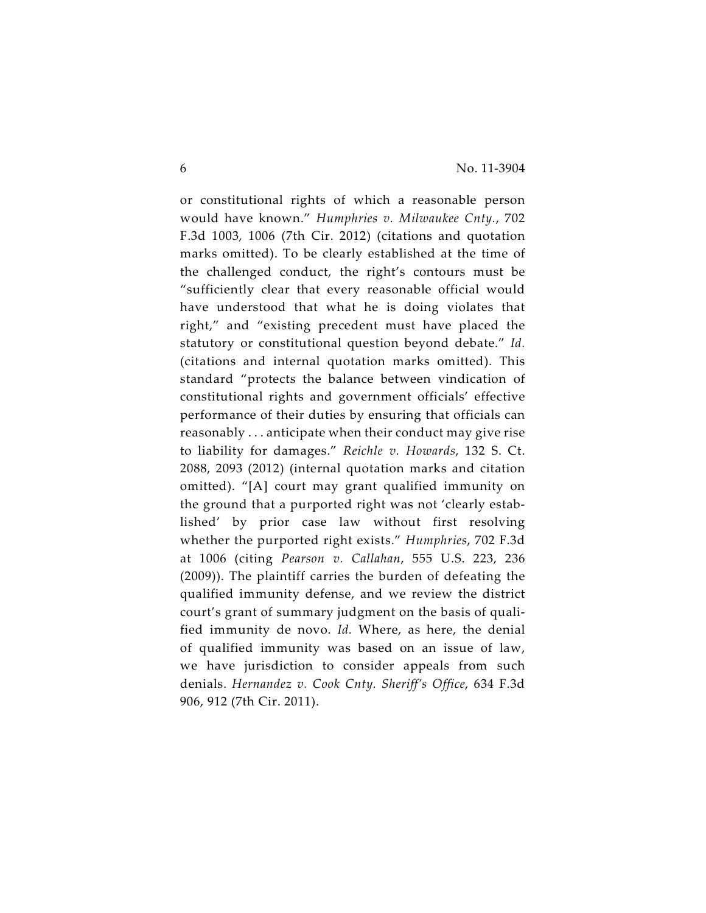or constitutional rights of which a reasonable person would have known." *Humphries v. Milwaukee Cnty.*, 702 F.3d 1003, 1006 (7th Cir. 2012) (citations and quotation marks omitted). To be clearly established at the time of the challenged conduct, the right's contours must be "sufficiently clear that every reasonable official would have understood that what he is doing violates that right," and "existing precedent must have placed the statutory or constitutional question beyond debate." *Id.* (citations and internal quotation marks omitted). This standard "protects the balance between vindication of constitutional rights and government officials' effective performance of their duties by ensuring that officials can reasonably . . . anticipate when their conduct may give rise to liability for damages." *Reichle v. Howards*, 132 S. Ct. 2088, 2093 (2012) (internal quotation marks and citation omitted). "[A] court may grant qualified immunity on the ground that a purported right was not 'clearly established' by prior case law without first resolving whether the purported right exists." *Humphries*, 702 F.3d at 1006 (citing *Pearson v. Callahan*, 555 U.S. 223, 236 (2009)). The plaintiff carries the burden of defeating the qualified immunity defense, and we review the district court's grant of summary judgment on the basis of qualified immunity de novo. *Id.* Where, as here, the denial of qualified immunity was based on an issue of law, we have jurisdiction to consider appeals from such denials. *Hernandez v. Cook Cnty. Sheriff's Office*, 634 F.3d 906, 912 (7th Cir. 2011).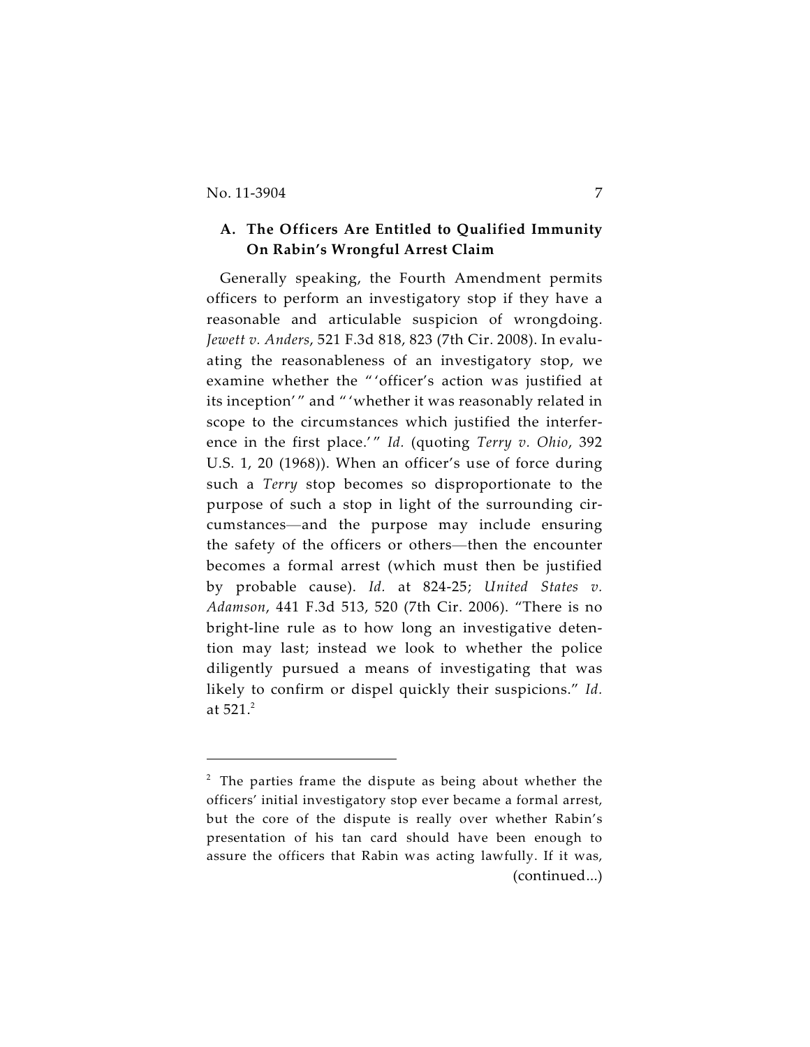### A. The Officers Are Entitled to Qualified Immunity On Rabin's Wrongful Arrest Claim

Generally speaking, the Fourth Amendment permits officers to perform an investigatory stop if they have a reasonable and articulable suspicion of wrongdoing. *Jewett v. Anders*, 521 F.3d 818, 823 (7th Cir. 2008). In evaluating the reasonableness of an investigatory stop, we examine whether the "'officer's action was justified at its inception'" and "'whether it was reasonably related in scope to the circumstances which justified the interference in the first place.'" *Id.* (quoting *Terry v. Ohio*, 392 U.S. 1, 20 (1968)). When an officer's use of force during such a *Terry* stop becomes so disproportionate to the purpose of such a stop in light of the surrounding circumstances—and the purpose may include ensuring the safety of the officers or others—then the encounter becomes a formal arrest (which must then be justified by probable cause). *Id.* at 824-25; *United States v. Adamson*, 441 F.3d 513, 520 (7th Cir. 2006). "There is no bright-line rule as to how long an investigative detention may last; instead we look to whether the police diligently pursued a means of investigating that was likely to confirm or dispel quickly their suspicions." *Id.* at 521.[2]

---

[2] The parties frame the dispute as being about whether the officers' initial investigatory stop ever became a formal arrest, but the core of the dispute is really over whether Rabin's presentation of his tan card should have been enough to assure the officers that Rabin was acting lawfully. If it was, (continued...)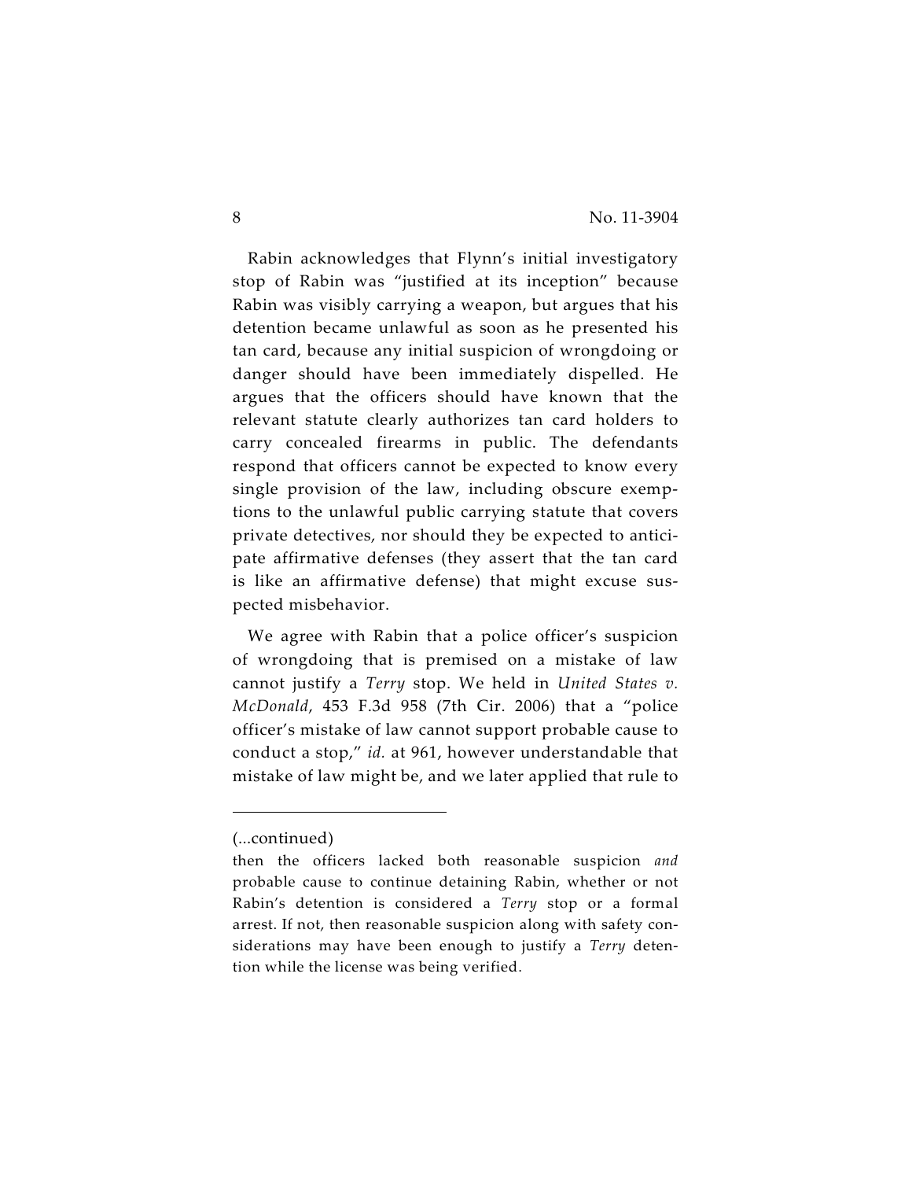Rabin acknowledges that Flynn's initial investigatory stop of Rabin was "justified at its inception" because Rabin was visibly carrying a weapon, but argues that his detention became unlawful as soon as he presented his tan card, because any initial suspicion of wrongdoing or danger should have been immediately dispelled. He argues that the officers should have known that the relevant statute clearly authorizes tan card holders to carry concealed firearms in public. The defendants respond that officers cannot be expected to know every single provision of the law, including obscure exemptions to the unlawful public carrying statute that covers private detectives, nor should they be expected to anticipate affirmative defenses (they assert that the tan card is like an affirmative defense) that might excuse suspected misbehavior.

We agree with Rabin that a police officer's suspicion of wrongdoing that is premised on a mistake of law cannot justify a *Terry* stop. We held in *United States v. McDonald*, 453 F.3d 958 (7th Cir. 2006) that a "police officer's mistake of law cannot support probable cause to conduct a stop," *id.* at 961, however understandable that mistake of law might be, and we later applied that rule to

---

(...continued)

then the officers lacked both reasonable suspicion *and* probable cause to continue detaining Rabin, whether or not Rabin's detention is considered a *Terry* stop or a formal arrest. If not, then reasonable suspicion along with safety considerations may have been enough to justify a *Terry* detention while the license was being verified.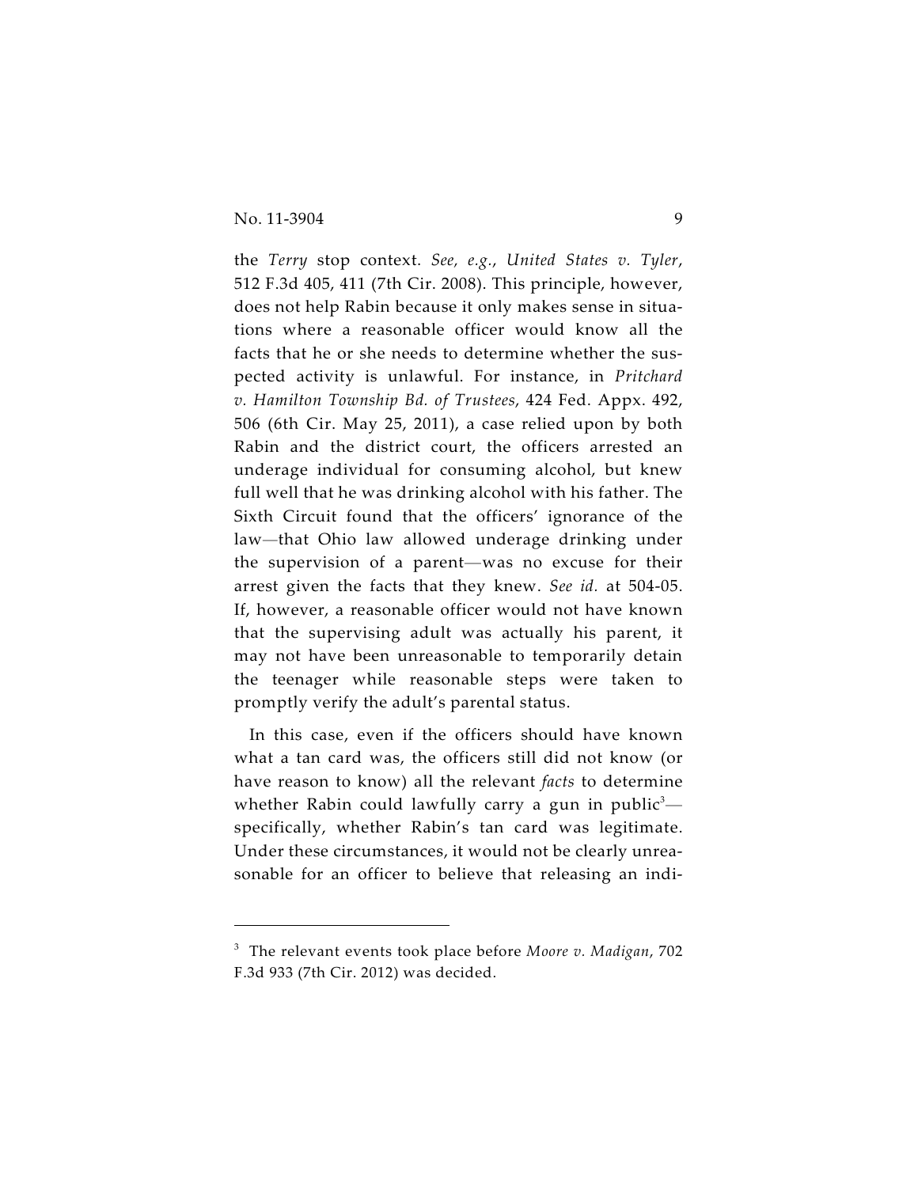the *Terry* stop context. *See, e.g.*, *United States v. Tyler*, 512 F.3d 405, 411 (7th Cir. 2008). This principle, however, does not help Rabin because it only makes sense in situations where a reasonable officer would know all the facts that he or she needs to determine whether the suspected activity is unlawful. For instance, in *Pritchard v. Hamilton Township Bd. of Trustees*, 424 Fed. Appx. 492, 506 (6th Cir. May 25, 2011), a case relied upon by both Rabin and the district court, the officers arrested an underage individual for consuming alcohol, but knew full well that he was drinking alcohol with his father. The Sixth Circuit found that the officers' ignorance of the law—that Ohio law allowed underage drinking under the supervision of a parent—was no excuse for their arrest given the facts that they knew. *See id.* at 504-05. If, however, a reasonable officer would not have known that the supervising adult was actually his parent, it may not have been unreasonable to temporarily detain the teenager while reasonable steps were taken to promptly verify the adult's parental status.

In this case, even if the officers should have known what a tan card was, the officers still did not know (or have reason to know) all the relevant *facts* to determine whether Rabin could lawfully carry a gun in public[3]—specifically, whether Rabin's tan card was legitimate. Under these circumstances, it would not be clearly unreasonable for an officer to believe that releasing an indi-

---

[3] The relevant events took place before *Moore v. Madigan*, 702 F.3d 933 (7th Cir. 2012) was decided.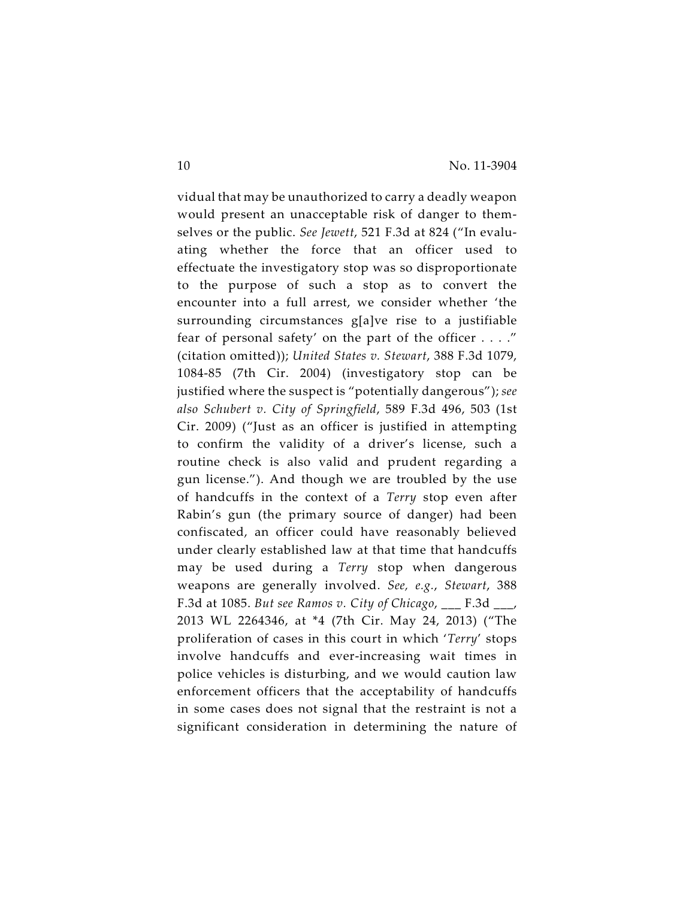vidual that may be unauthorized to carry a deadly weapon would present an unacceptable risk of danger to themselves or the public. *See Jewett*, 521 F.3d at 824 ("In evaluating whether the force that an officer used to effectuate the investigatory stop was so disproportionate to the purpose of such a stop as to convert the encounter into a full arrest, we consider whether 'the surrounding circumstances g[a]ve rise to a justifiable fear of personal safety' on the part of the officer . . . ." (citation omitted)); *United States v. Stewart*, 388 F.3d 1079, 1084-85 (7th Cir. 2004) (investigatory stop can be justified where the suspect is "potentially dangerous"); *see also Schubert v. City of Springfield*, 589 F.3d 496, 503 (1st Cir. 2009) ("Just as an officer is justified in attempting to confirm the validity of a driver's license, such a routine check is also valid and prudent regarding a gun license."). And though we are troubled by the use of handcuffs in the context of a *Terry* stop even after Rabin's gun (the primary source of danger) had been confiscated, an officer could have reasonably believed under clearly established law at that time that handcuffs may be used during a *Terry* stop when dangerous weapons are generally involved. *See, e.g.*, *Stewart*, 388 F.3d at 1085. *But see Ramos v. City of Chicago*, ___ F.3d ___, 2013 WL 2264346, at *4 (7th Cir. May 24, 2013) ("The proliferation of cases in this court in which '*Terry*' stops involve handcuffs and ever-increasing wait times in police vehicles is disturbing, and we would caution law enforcement officers that the acceptability of handcuffs in some cases does not signal that the restraint is not a significant consideration in determining the nature of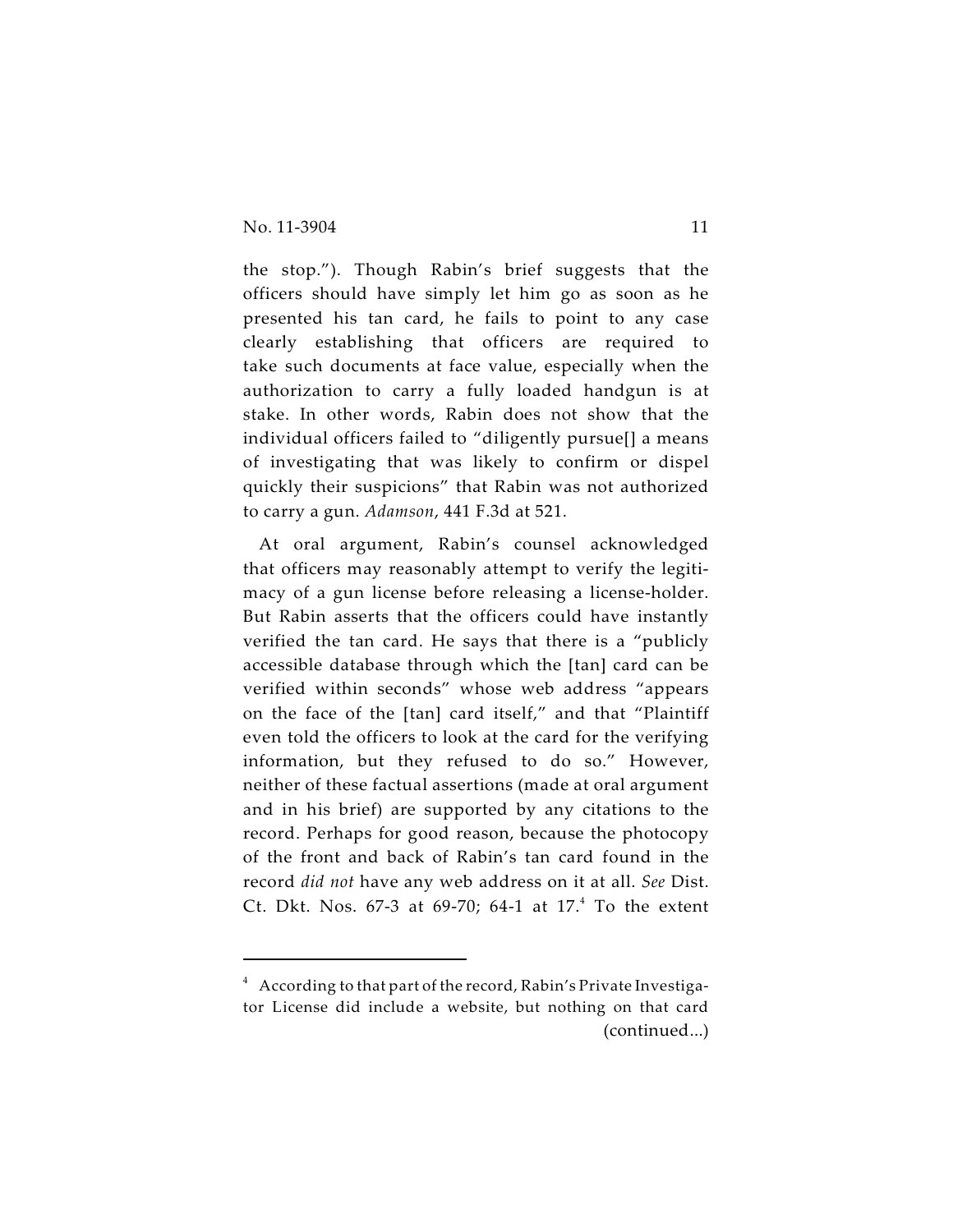the stop."). Though Rabin's brief suggests that the officers should have simply let him go as soon as he presented his tan card, he fails to point to any case clearly establishing that officers are required to take such documents at face value, especially when the authorization to carry a fully loaded handgun is at stake. In other words, Rabin does not show that the individual officers failed to "diligently pursue[] a means of investigating that was likely to confirm or dispel quickly their suspicions" that Rabin was not authorized to carry a gun. *Adamson*, 441 F.3d at 521.

At oral argument, Rabin's counsel acknowledged that officers may reasonably attempt to verify the legitimacy of a gun license before releasing a license-holder. But Rabin asserts that the officers could have instantly verified the tan card. He says that there is a "publicly accessible database through which the [tan] card can be verified within seconds" whose web address "appears on the face of the [tan] card itself," and that "Plaintiff even told the officers to look at the card for the verifying information, but they refused to do so." However, neither of these factual assertions (made at oral argument and in his brief) are supported by any citations to the record. Perhaps for good reason, because the photocopy of the front and back of Rabin's tan card found in the record *did not* have any web address on it at all. *See* Dist. Ct. Dkt. Nos. 67-3 at 69-70; 64-1 at 17.[4] To the extent

---

[4] According to that part of the record, Rabin's Private Investigator License did include a website, but nothing on that card (continued...)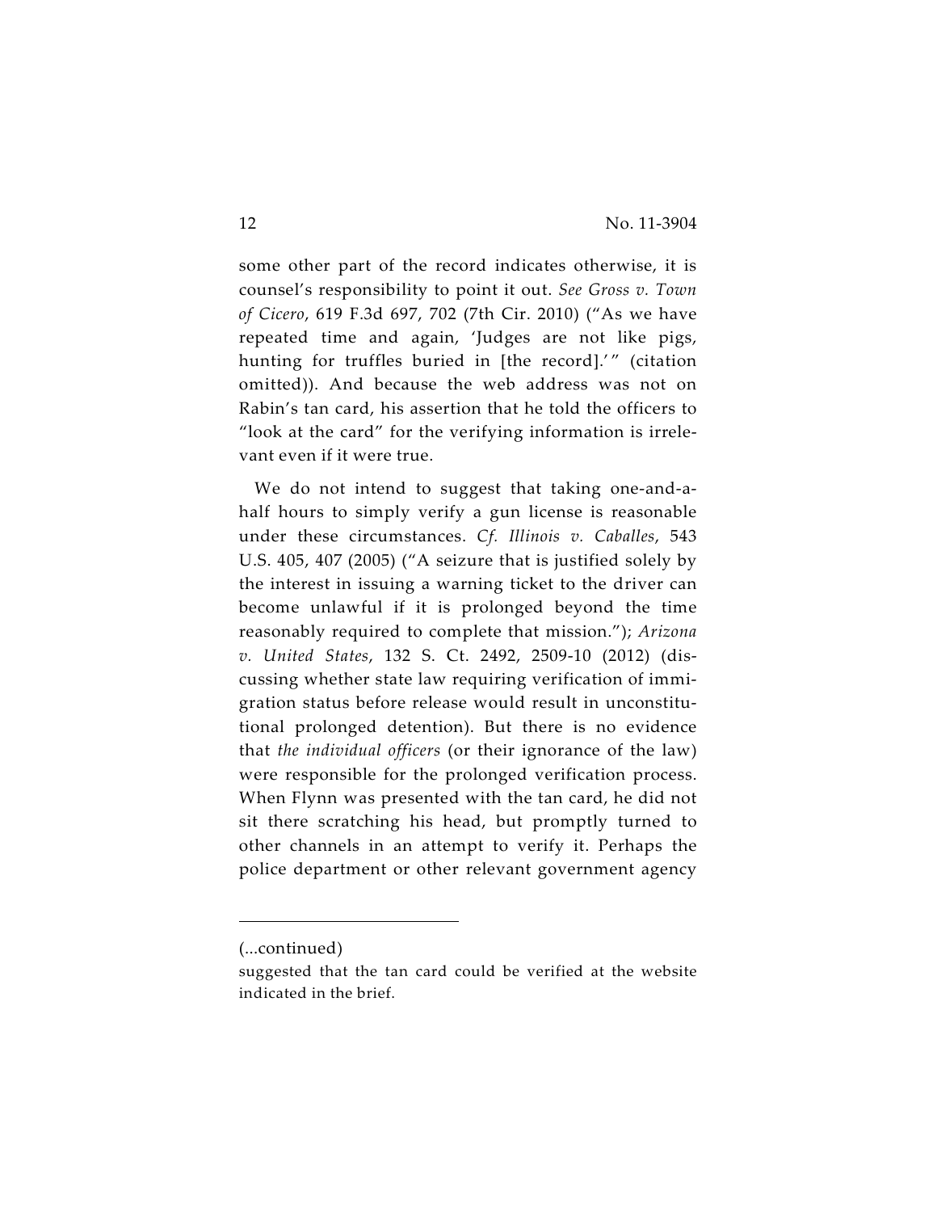some other part of the record indicates otherwise, it is counsel's responsibility to point it out. *See Gross v. Town of Cicero*, 619 F.3d 697, 702 (7th Cir. 2010) ("As we have repeated time and again, 'Judges are not like pigs, hunting for truffles buried in [the record].'" (citation omitted)). And because the web address was not on Rabin's tan card, his assertion that he told the officers to "look at the card" for the verifying information is irrelevant even if it were true.

We do not intend to suggest that taking one-and-a-half hours to simply verify a gun license is reasonable under these circumstances. *Cf. Illinois v. Caballes*, 543 U.S. 405, 407 (2005) ("A seizure that is justified solely by the interest in issuing a warning ticket to the driver can become unlawful if it is prolonged beyond the time reasonably required to complete that mission."); *Arizona v. United States*, 132 S. Ct. 2492, 2509-10 (2012) (discussing whether state law requiring verification of immigration status before release would result in unconstitutional prolonged detention). But there is no evidence that *the individual officers* (or their ignorance of the law) were responsible for the prolonged verification process. When Flynn was presented with the tan card, he did not sit there scratching his head, but promptly turned to other channels in an attempt to verify it. Perhaps the police department or other relevant government agency

---

(...continued)

suggested that the tan card could be verified at the website indicated in the brief.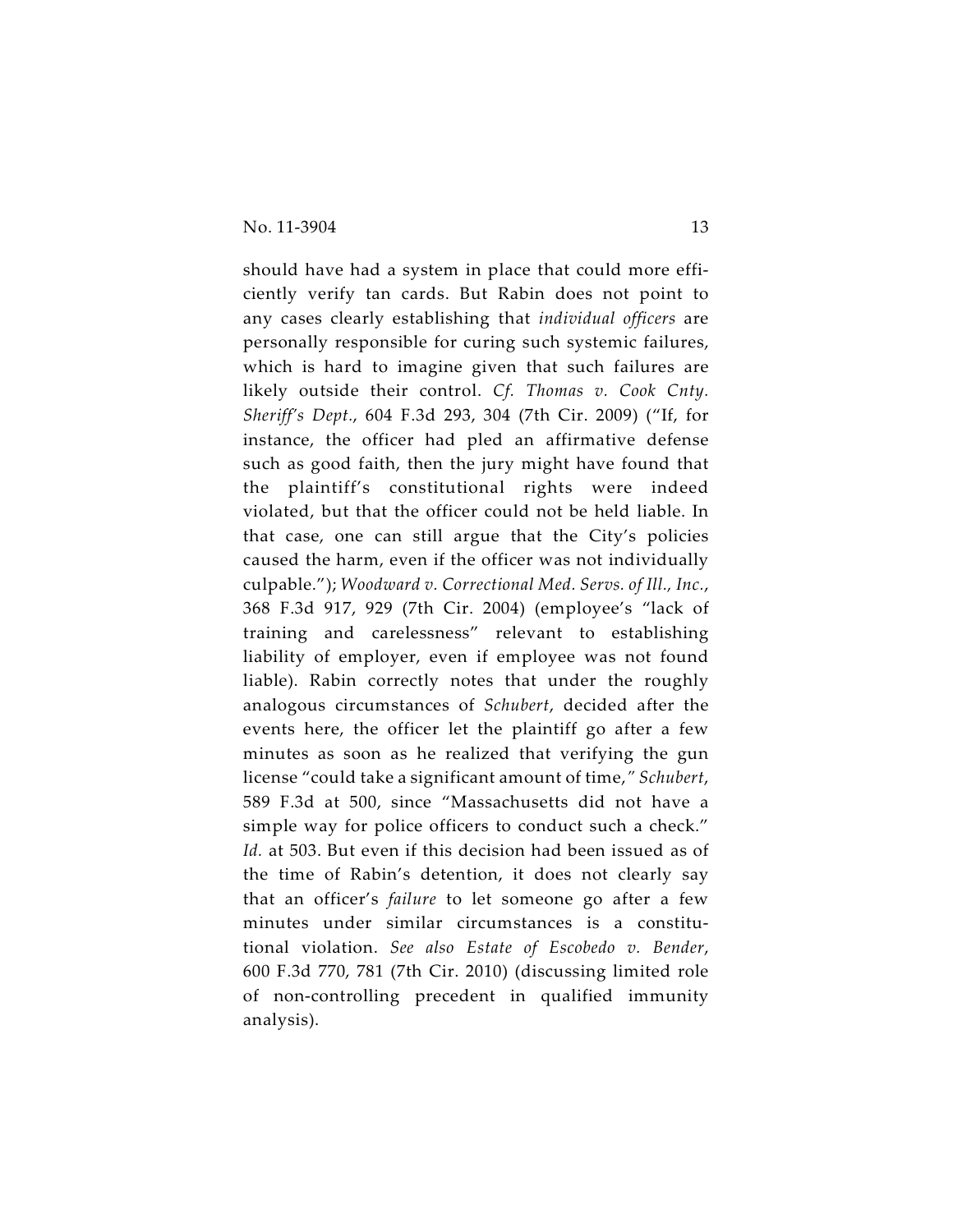should have had a system in place that could more efficiently verify tan cards. But Rabin does not point to any cases clearly establishing that *individual officers* are personally responsible for curing such systemic failures, which is hard to imagine given that such failures are likely outside their control. *Cf. Thomas v. Cook Cnty. Sheriff's Dept.*, 604 F.3d 293, 304 (7th Cir. 2009) ("If, for instance, the officer had pled an affirmative defense such as good faith, then the jury might have found that the plaintiff's constitutional rights were indeed violated, but that the officer could not be held liable. In that case, one can still argue that the City's policies caused the harm, even if the officer was not individually culpable."); *Woodward v. Correctional Med. Servs. of Ill., Inc.*, 368 F.3d 917, 929 (7th Cir. 2004) (employee's "lack of training and carelessness" relevant to establishing liability of employer, even if employee was not found liable). Rabin correctly notes that under the roughly analogous circumstances of *Schubert*, decided after the events here, the officer let the plaintiff go after a few minutes as soon as he realized that verifying the gun license "could take a significant amount of time," *Schubert*, 589 F.3d at 500, since "Massachusetts did not have a simple way for police officers to conduct such a check." *Id.* at 503. But even if this decision had been issued as of the time of Rabin's detention, it does not clearly say that an officer's *failure* to let someone go after a few minutes under similar circumstances is a constitutional violation. *See also Estate of Escobedo v. Bender*, 600 F.3d 770, 781 (7th Cir. 2010) (discussing limited role of non-controlling precedent in qualified immunity analysis).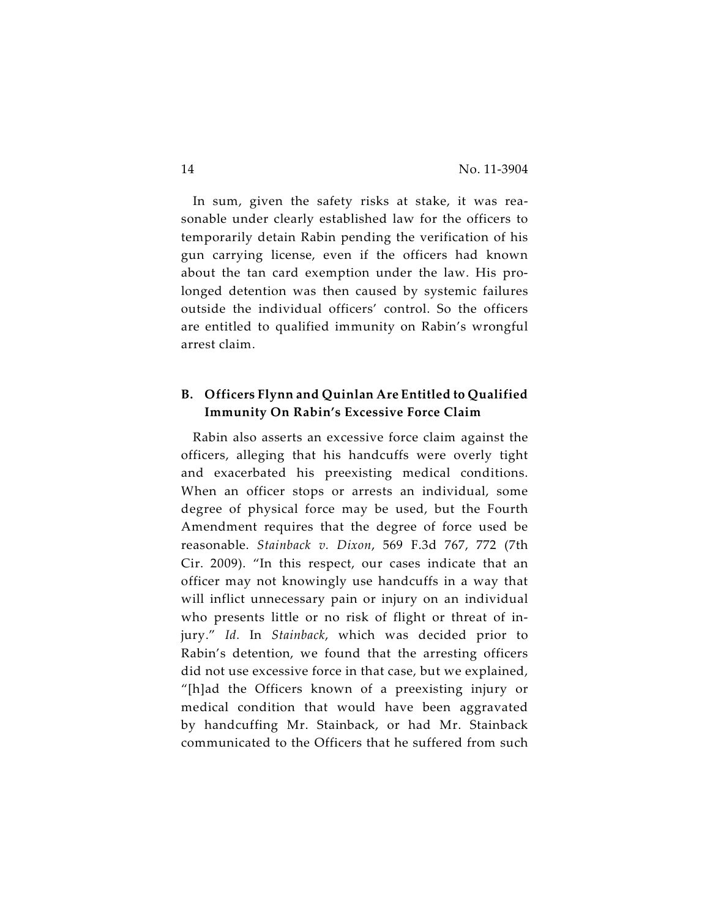In sum, given the safety risks at stake, it was reasonable under clearly established law for the officers to temporarily detain Rabin pending the verification of his gun carrying license, even if the officers had known about the tan card exemption under the law. His prolonged detention was then caused by systemic failures outside the individual officers' control. So the officers are entitled to qualified immunity on Rabin's wrongful arrest claim.

### B. Officers Flynn and Quinlan Are Entitled to Qualified Immunity On Rabin's Excessive Force Claim

Rabin also asserts an excessive force claim against the officers, alleging that his handcuffs were overly tight and exacerbated his preexisting medical conditions. When an officer stops or arrests an individual, some degree of physical force may be used, but the Fourth Amendment requires that the degree of force used be reasonable. *Stainback v. Dixon*, 569 F.3d 767, 772 (7th Cir. 2009). "In this respect, our cases indicate that an officer may not knowingly use handcuffs in a way that will inflict unnecessary pain or injury on an individual who presents little or no risk of flight or threat of injury." *Id.* In *Stainback*, which was decided prior to Rabin's detention, we found that the arresting officers did not use excessive force in that case, but we explained, "[h]ad the Officers known of a preexisting injury or medical condition that would have been aggravated by handcuffing Mr. Stainback, or had Mr. Stainback communicated to the Officers that he suffered from such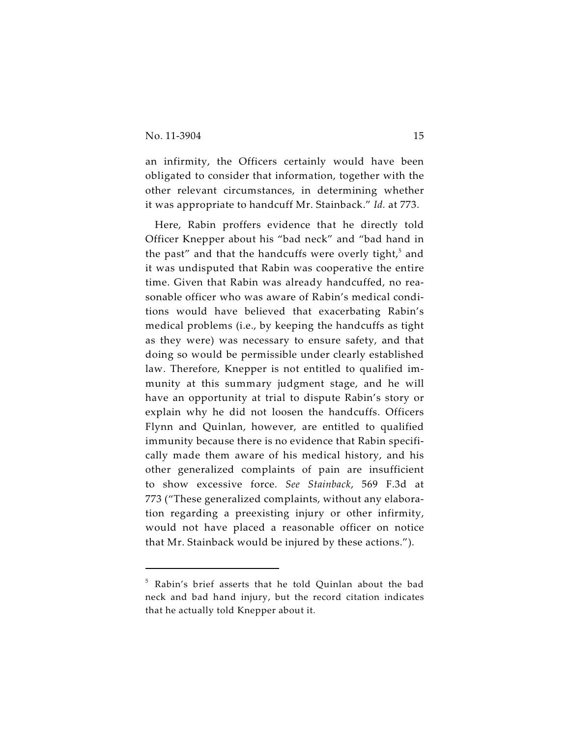an infirmity, the Officers certainly would have been obligated to consider that information, together with the other relevant circumstances, in determining whether it was appropriate to handcuff Mr. Stainback." *Id.* at 773.

Here, Rabin proffers evidence that he directly told Officer Knepper about his "bad neck" and "bad hand in the past" and that the handcuffs were overly tight,[5] and it was undisputed that Rabin was cooperative the entire time. Given that Rabin was already handcuffed, no reasonable officer who was aware of Rabin's medical conditions would have believed that exacerbating Rabin's medical problems (i.e., by keeping the handcuffs as tight as they were) was necessary to ensure safety, and that doing so would be permissible under clearly established law. Therefore, Knepper is not entitled to qualified immunity at this summary judgment stage, and he will have an opportunity at trial to dispute Rabin's story or explain why he did not loosen the handcuffs. Officers Flynn and Quinlan, however, are entitled to qualified immunity because there is no evidence that Rabin specifically made them aware of his medical history, and his other generalized complaints of pain are insufficient to show excessive force. *See Stainback*, 569 F.3d at 773 ("These generalized complaints, without any elaboration regarding a preexisting injury or other infirmity, would not have placed a reasonable officer on notice that Mr. Stainback would be injured by these actions.").

---

[5] Rabin's brief asserts that he told Quinlan about the bad neck and bad hand injury, but the record citation indicates that he actually told Knepper about it.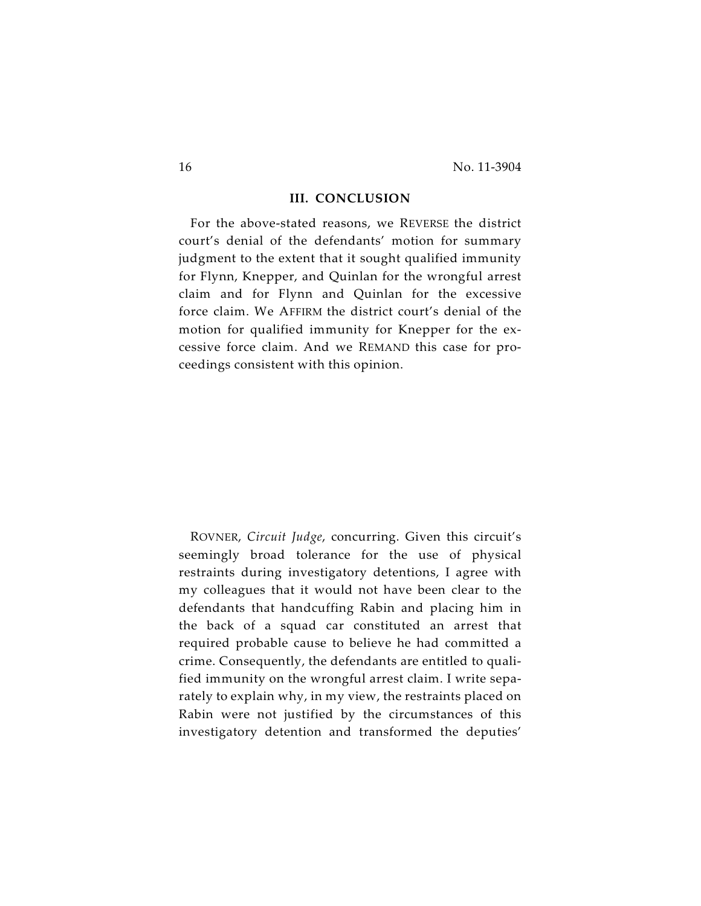## III. CONCLUSION

For the above-stated reasons, we REVERSE the district court's denial of the defendants' motion for summary judgment to the extent that it sought qualified immunity for Flynn, Knepper, and Quinlan for the wrongful arrest claim and for Flynn and Quinlan for the excessive force claim. We AFFIRM the district court's denial of the motion for qualified immunity for Knepper for the excessive force claim. And we REMAND this case for proceedings consistent with this opinion.

ROVNER, *Circuit Judge*, concurring. Given this circuit's seemingly broad tolerance for the use of physical restraints during investigatory detentions, I agree with my colleagues that it would not have been clear to the defendants that handcuffing Rabin and placing him in the back of a squad car constituted an arrest that required probable cause to believe he had committed a crime. Consequently, the defendants are entitled to qualified immunity on the wrongful arrest claim. I write separately to explain why, in my view, the restraints placed on Rabin were not justified by the circumstances of this investigatory detention and transformed the deputies'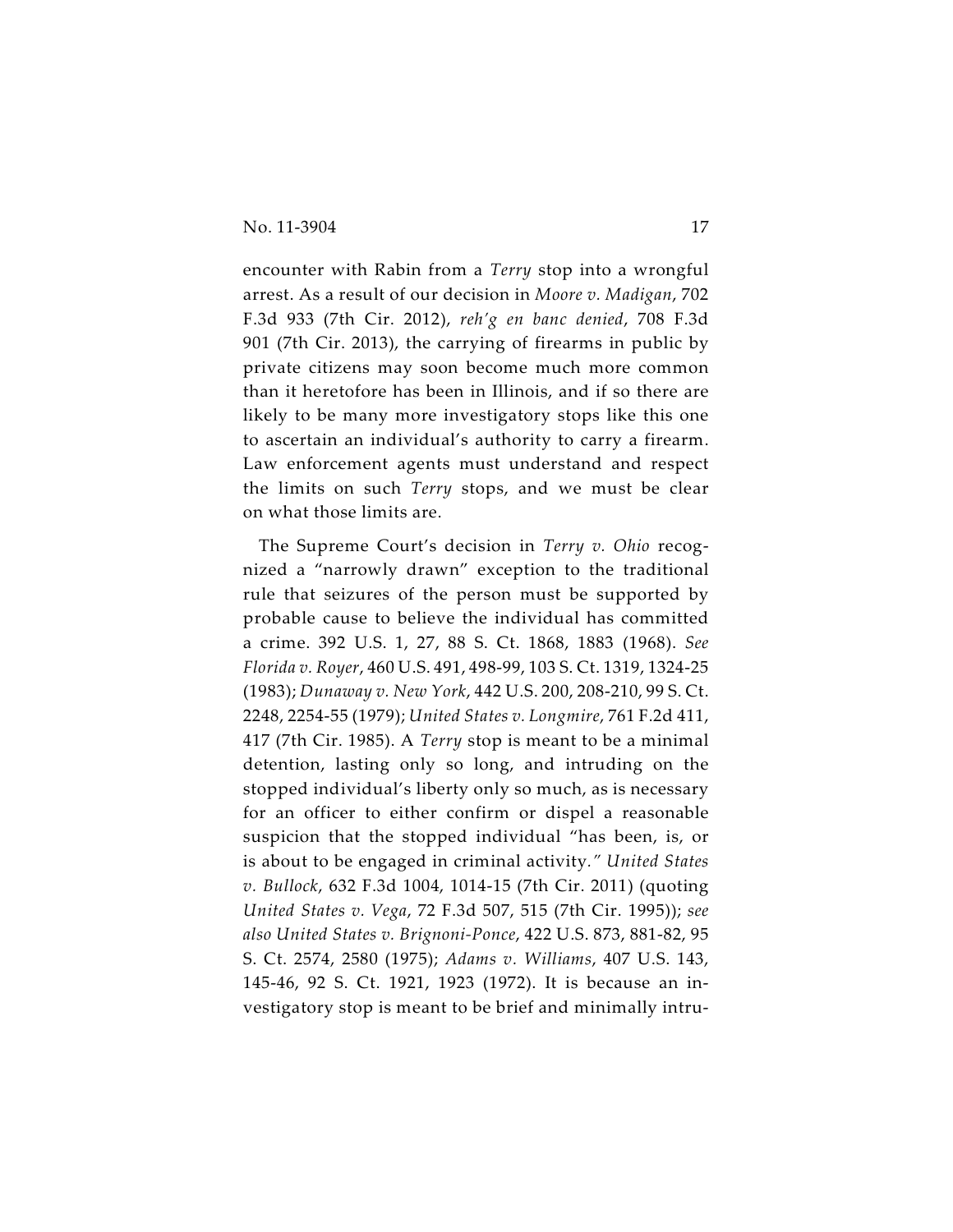encounter with Rabin from a *Terry* stop into a wrongful arrest. As a result of our decision in *Moore v. Madigan*, 702 F.3d 933 (7th Cir. 2012), *reh'g en banc denied*, 708 F.3d 901 (7th Cir. 2013), the carrying of firearms in public by private citizens may soon become much more common than it heretofore has been in Illinois, and if so there are likely to be many more investigatory stops like this one to ascertain an individual's authority to carry a firearm. Law enforcement agents must understand and respect the limits on such *Terry* stops, and we must be clear on what those limits are.

The Supreme Court's decision in *Terry v. Ohio* recognized a "narrowly drawn" exception to the traditional rule that seizures of the person must be supported by probable cause to believe the individual has committed a crime. 392 U.S. 1, 27, 88 S. Ct. 1868, 1883 (1968). *See Florida v. Royer*, 460 U.S. 491, 498-99, 103 S. Ct. 1319, 1324-25 (1983); *Dunaway v. New York*, 442 U.S. 200, 208-210, 99 S. Ct. 2248, 2254-55 (1979); *United States v. Longmire*, 761 F.2d 411, 417 (7th Cir. 1985). A *Terry* stop is meant to be a minimal detention, lasting only so long, and intruding on the stopped individual's liberty only so much, as is necessary for an officer to either confirm or dispel a reasonable suspicion that the stopped individual "has been, is, or is about to be engaged in criminal activity." *United States v. Bullock*, 632 F.3d 1004, 1014-15 (7th Cir. 2011) (quoting *United States v. Vega*, 72 F.3d 507, 515 (7th Cir. 1995)); *see also United States v. Brignoni-Ponce*, 422 U.S. 873, 881-82, 95 S. Ct. 2574, 2580 (1975); *Adams v. Williams*, 407 U.S. 143, 145-46, 92 S. Ct. 1921, 1923 (1972). It is because an investigatory stop is meant to be brief and minimally intru-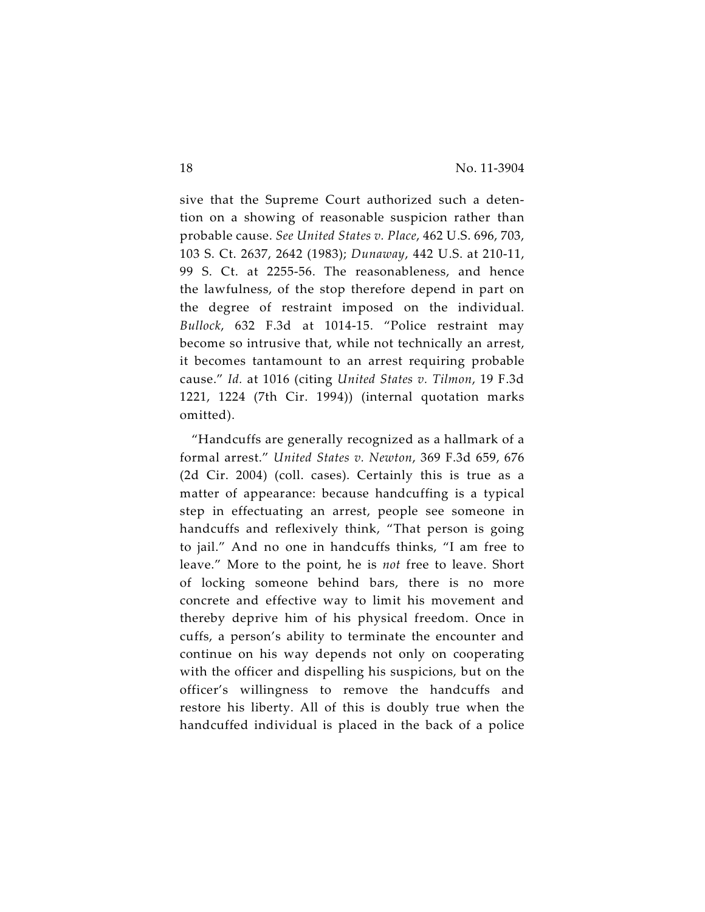sive that the Supreme Court authorized such a detention on a showing of reasonable suspicion rather than probable cause. *See United States v. Place*, 462 U.S. 696, 703, 103 S. Ct. 2637, 2642 (1983); *Dunaway*, 442 U.S. at 210-11, 99 S. Ct. at 2255-56. The reasonableness, and hence the lawfulness, of the stop therefore depend in part on the degree of restraint imposed on the individual. *Bullock*, 632 F.3d at 1014-15. "Police restraint may become so intrusive that, while not technically an arrest, it becomes tantamount to an arrest requiring probable cause." *Id.* at 1016 (citing *United States v. Tilmon*, 19 F.3d 1221, 1224 (7th Cir. 1994)) (internal quotation marks omitted).

"Handcuffs are generally recognized as a hallmark of a formal arrest." *United States v. Newton*, 369 F.3d 659, 676 (2d Cir. 2004) (coll. cases). Certainly this is true as a matter of appearance: because handcuffing is a typical step in effectuating an arrest, people see someone in handcuffs and reflexively think, "That person is going to jail." And no one in handcuffs thinks, "I am free to leave." More to the point, he is *not* free to leave. Short of locking someone behind bars, there is no more concrete and effective way to limit his movement and thereby deprive him of his physical freedom. Once in cuffs, a person's ability to terminate the encounter and continue on his way depends not only on cooperating with the officer and dispelling his suspicions, but on the officer's willingness to remove the handcuffs and restore his liberty. All of this is doubly true when the handcuffed individual is placed in the back of a police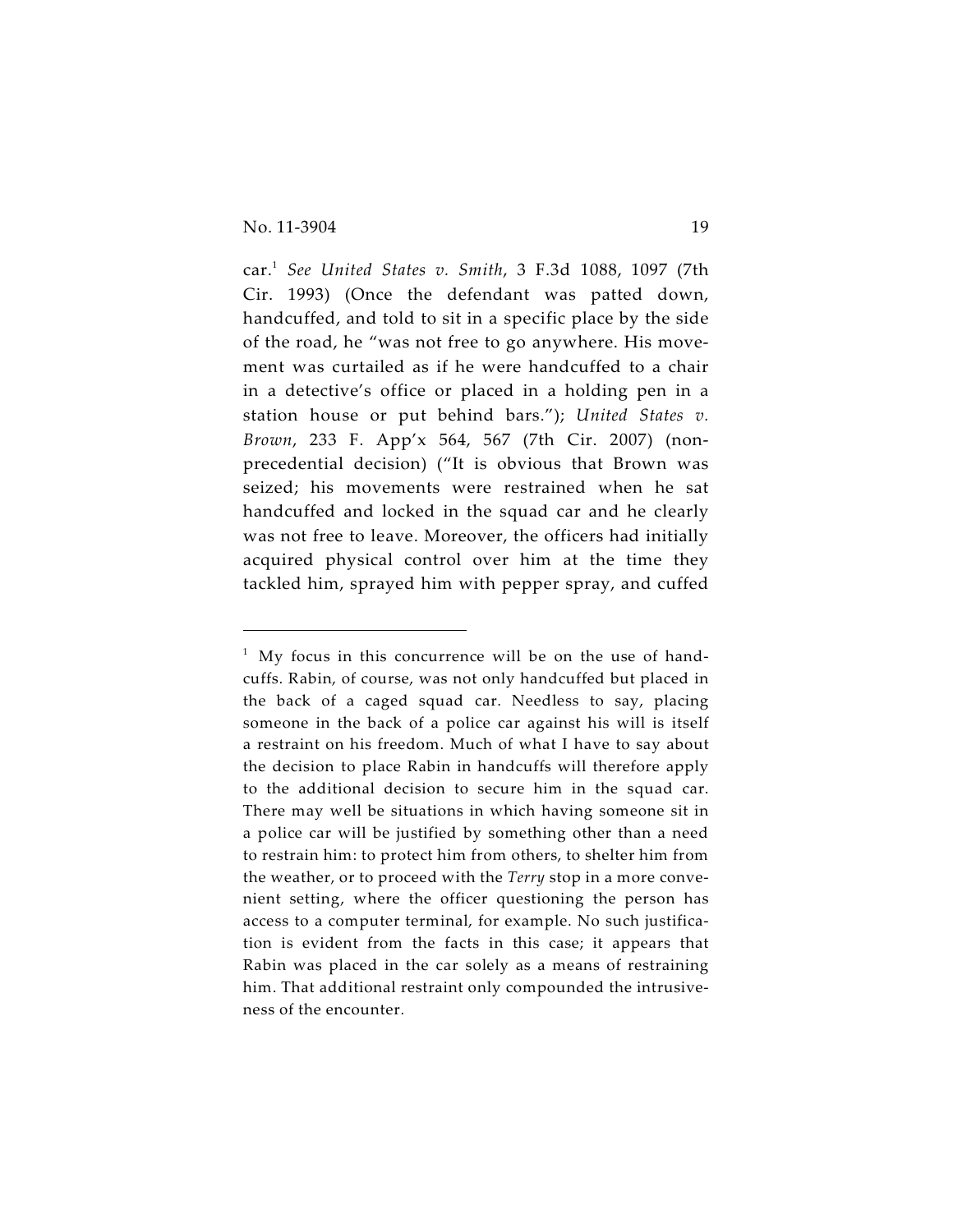car.[1] *See United States v. Smith*, 3 F.3d 1088, 1097 (7th Cir. 1993) (Once the defendant was patted down, handcuffed, and told to sit in a specific place by the side of the road, he "was not free to go anywhere. His movement was curtailed as if he were handcuffed to a chair in a detective's office or placed in a holding pen in a station house or put behind bars."); *United States v. Brown*, 233 F. App'x 564, 567 (7th Cir. 2007) (non-precedential decision) ("It is obvious that Brown was seized; his movements were restrained when he sat handcuffed and locked in the squad car and he clearly was not free to leave. Moreover, the officers had initially acquired physical control over him at the time they tackled him, sprayed him with pepper spray, and cuffed

---

[1] My focus in this concurrence will be on the use of handcuffs. Rabin, of course, was not only handcuffed but placed in the back of a caged squad car. Needless to say, placing someone in the back of a police car against his will is itself a restraint on his freedom. Much of what I have to say about the decision to place Rabin in handcuffs will therefore apply to the additional decision to secure him in the squad car. There may well be situations in which having someone sit in a police car will be justified by something other than a need to restrain him: to protect him from others, to shelter him from the weather, or to proceed with the *Terry* stop in a more convenient setting, where the officer questioning the person has access to a computer terminal, for example. No such justification is evident from the facts in this case; it appears that Rabin was placed in the car solely as a means of restraining him. That additional restraint only compounded the intrusiveness of the encounter.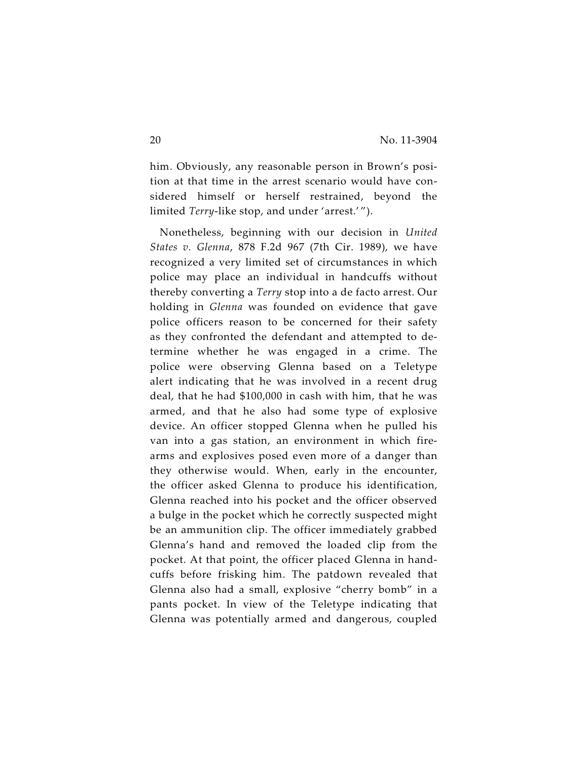him. Obviously, any reasonable person in Brown's position at that time in the arrest scenario would have considered himself or herself restrained, beyond the limited *Terry*-like stop, and under 'arrest.' ").

Nonetheless, beginning with our decision in *United States v. Glenna*, 878 F.2d 967 (7th Cir. 1989), we have recognized a very limited set of circumstances in which police may place an individual in handcuffs without thereby converting a *Terry* stop into a de facto arrest. Our holding in *Glenna* was founded on evidence that gave police officers reason to be concerned for their safety as they confronted the defendant and attempted to determine whether he was engaged in a crime. The police were observing Glenna based on a Teletype alert indicating that he was involved in a recent drug deal, that he had $100,000 in cash with him, that he was armed, and that he also had some type of explosive device. An officer stopped Glenna when he pulled his van into a gas station, an environment in which firearms and explosives posed even more of a danger than they otherwise would. When, early in the encounter, the officer asked Glenna to produce his identification, Glenna reached into his pocket and the officer observed a bulge in the pocket which he correctly suspected might be an ammunition clip. The officer immediately grabbed Glenna's hand and removed the loaded clip from the pocket. At that point, the officer placed Glenna in handcuffs before frisking him. The patdown revealed that Glenna also had a small, explosive "cherry bomb" in a pants pocket. In view of the Teletype indicating that Glenna was potentially armed and dangerous, coupled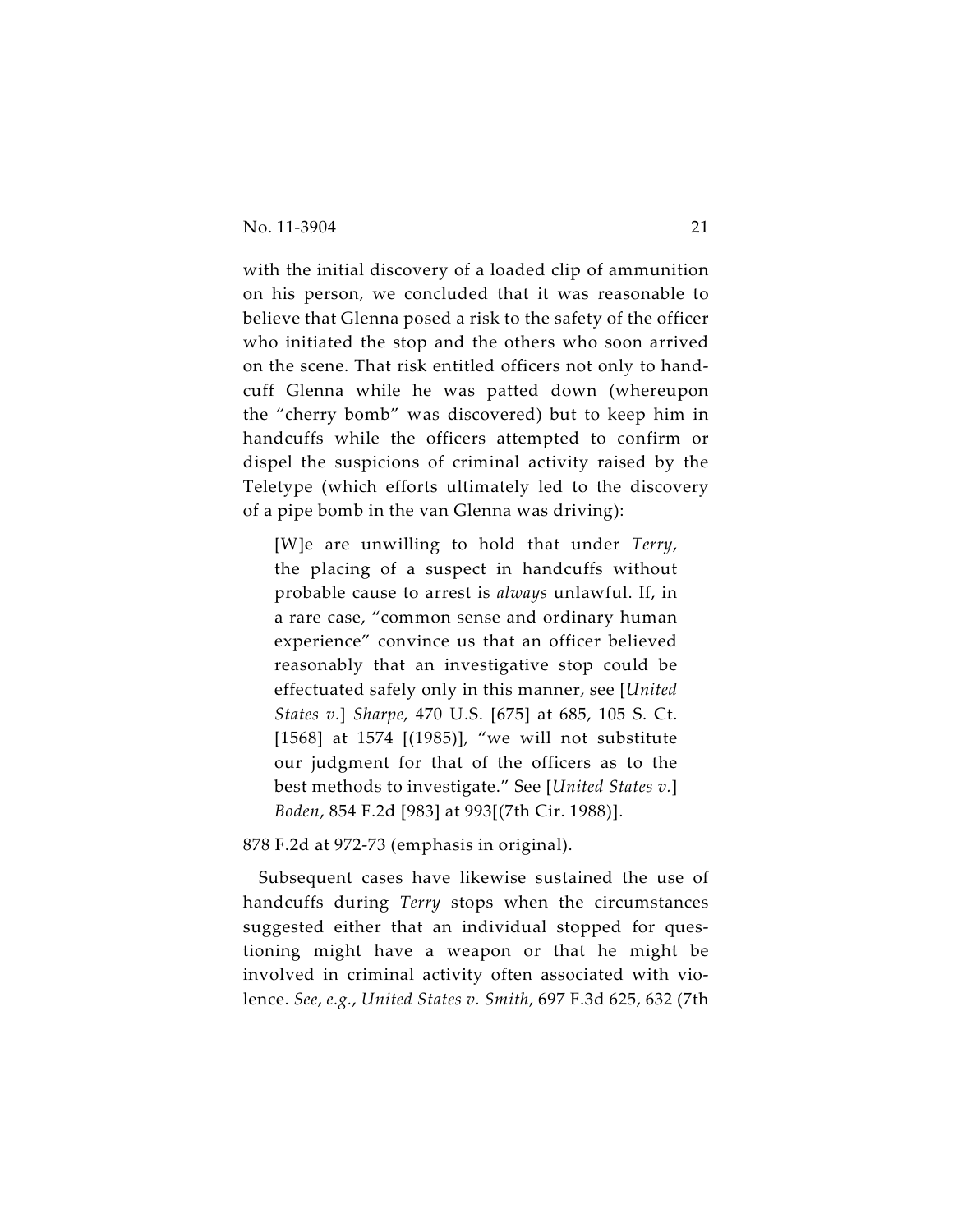with the initial discovery of a loaded clip of ammunition on his person, we concluded that it was reasonable to believe that Glenna posed a risk to the safety of the officer who initiated the stop and the others who soon arrived on the scene. That risk entitled officers not only to handcuff Glenna while he was patted down (whereupon the "cherry bomb" was discovered) but to keep him in handcuffs while the officers attempted to confirm or dispel the suspicions of criminal activity raised by the Teletype (which efforts ultimately led to the discovery of a pipe bomb in the van Glenna was driving):

> [W]e are unwilling to hold that under *Terry*, the placing of a suspect in handcuffs without probable cause to arrest is *always* unlawful. If, in a rare case, "common sense and ordinary human experience" convince us that an officer believed reasonably that an investigative stop could be effectuated safely only in this manner, see [*United States v.*] *Sharpe*, 470 U.S. [675] at 685, 105 S. Ct. [1568] at 1574 [(1985)], "we will not substitute our judgment for that of the officers as to the best methods to investigate." See [*United States v.*] *Boden*, 854 F.2d [983] at 993[(7th Cir. 1988)].

878 F.2d at 972-73 (emphasis in original).

Subsequent cases have likewise sustained the use of handcuffs during *Terry* stops when the circumstances suggested either that an individual stopped for questioning might have a weapon or that he might be involved in criminal activity often associated with violence. *See, e.g.*, *United States v. Smith*, 697 F.3d 625, 632 (7th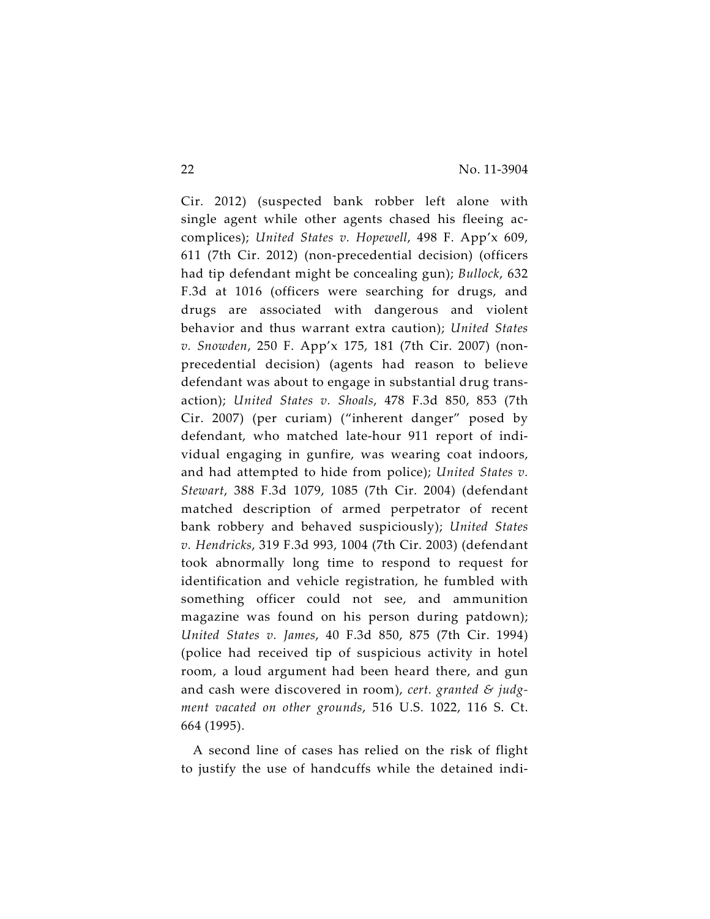Cir. 2012) (suspected bank robber left alone with single agent while other agents chased his fleeing accomplices); *United States v. Hopewell*, 498 F. App'x 609, 611 (7th Cir. 2012) (non-precedential decision) (officers had tip defendant might be concealing gun); *Bullock*, 632 F.3d at 1016 (officers were searching for drugs, and drugs are associated with dangerous and violent behavior and thus warrant extra caution); *United States v. Snowden*, 250 F. App'x 175, 181 (7th Cir. 2007) (non-precedential decision) (agents had reason to believe defendant was about to engage in substantial drug transaction); *United States v. Shoals*, 478 F.3d 850, 853 (7th Cir. 2007) (per curiam) ("inherent danger" posed by defendant, who matched late-hour 911 report of individual engaging in gunfire, was wearing coat indoors, and had attempted to hide from police); *United States v. Stewart*, 388 F.3d 1079, 1085 (7th Cir. 2004) (defendant matched description of armed perpetrator of recent bank robbery and behaved suspiciously); *United States v. Hendricks*, 319 F.3d 993, 1004 (7th Cir. 2003) (defendant took abnormally long time to respond to request for identification and vehicle registration, he fumbled with something officer could not see, and ammunition magazine was found on his person during patdown); *United States v. James*, 40 F.3d 850, 875 (7th Cir. 1994) (police had received tip of suspicious activity in hotel room, a loud argument had been heard there, and gun and cash were discovered in room), *cert. granted & judgment vacated on other grounds*, 516 U.S. 1022, 116 S. Ct. 664 (1995).

A second line of cases has relied on the risk of flight to justify the use of handcuffs while the detained indi-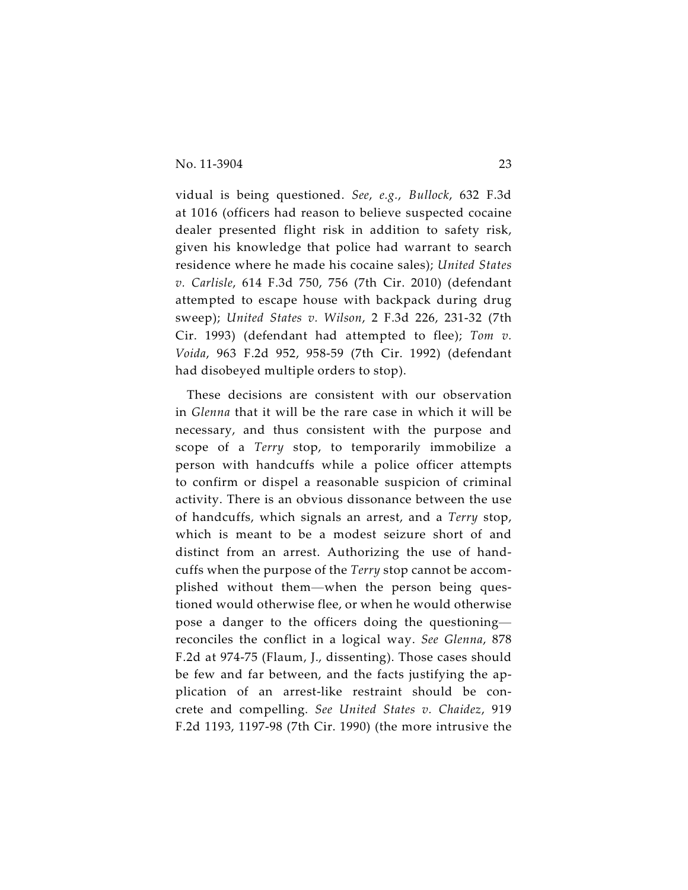vidual is being questioned. *See*, *e.g.*, *Bullock*, 632 F.3d at 1016 (officers had reason to believe suspected cocaine dealer presented flight risk in addition to safety risk, given his knowledge that police had warrant to search residence where he made his cocaine sales); *United States v. Carlisle*, 614 F.3d 750, 756 (7th Cir. 2010) (defendant attempted to escape house with backpack during drug sweep); *United States v. Wilson*, 2 F.3d 226, 231-32 (7th Cir. 1993) (defendant had attempted to flee); *Tom v. Voida*, 963 F.2d 952, 958-59 (7th Cir. 1992) (defendant had disobeyed multiple orders to stop).

These decisions are consistent with our observation in *Glenna* that it will be the rare case in which it will be necessary, and thus consistent with the purpose and scope of a *Terry* stop, to temporarily immobilize a person with handcuffs while a police officer attempts to confirm or dispel a reasonable suspicion of criminal activity. There is an obvious dissonance between the use of handcuffs, which signals an arrest, and a *Terry* stop, which is meant to be a modest seizure short of and distinct from an arrest. Authorizing the use of handcuffs when the purpose of the *Terry* stop cannot be accomplished without them—when the person being questioned would otherwise flee, or when he would otherwise pose a danger to the officers doing the questioning—reconciles the conflict in a logical way. *See Glenna*, 878 F.2d at 974-75 (Flaum, J., dissenting). Those cases should be few and far between, and the facts justifying the application of an arrest-like restraint should be concrete and compelling. *See United States v. Chaidez*, 919 F.2d 1193, 1197-98 (7th Cir. 1990) (the more intrusive the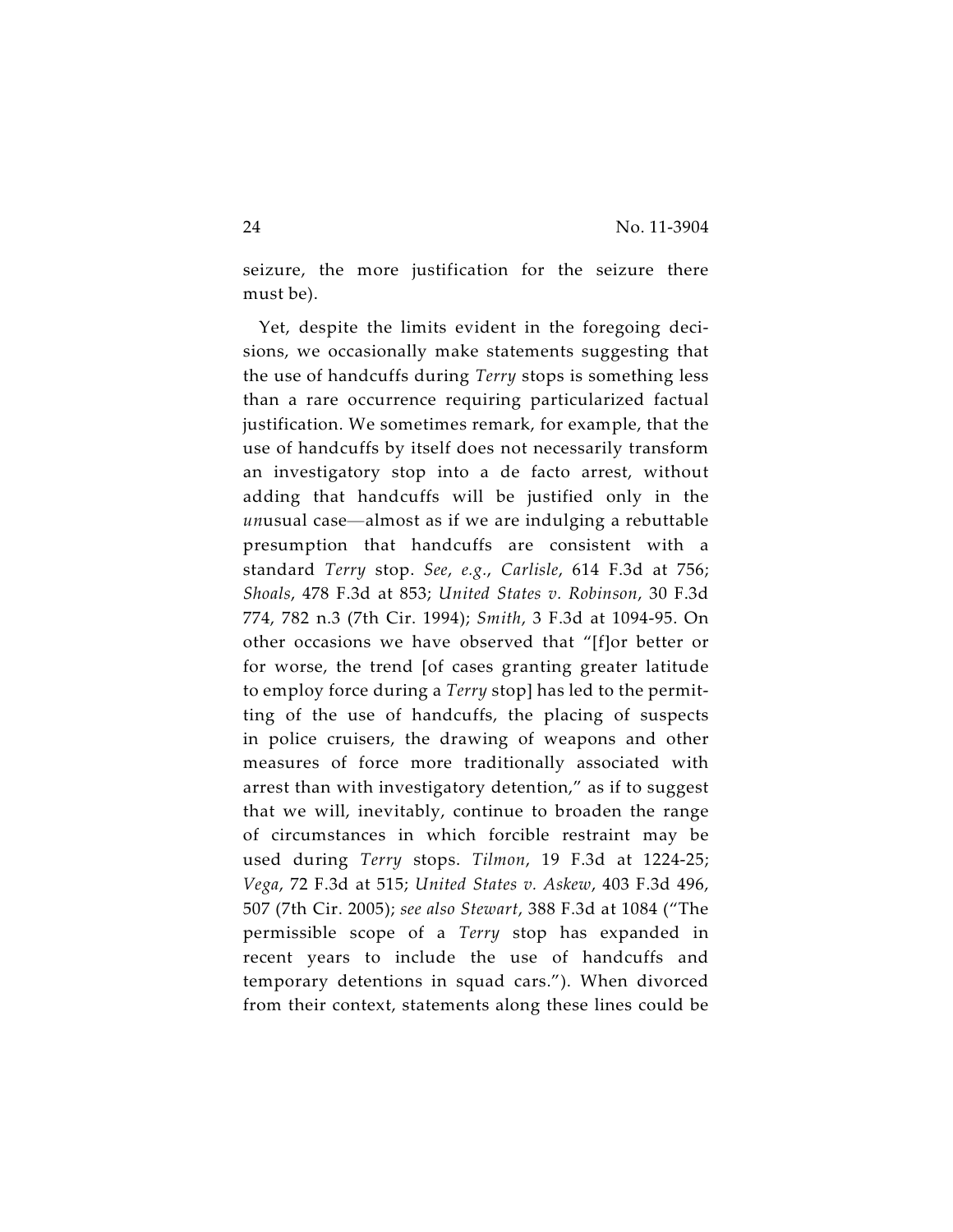seizure, the more justification for the seizure there must be).

Yet, despite the limits evident in the foregoing decisions, we occasionally make statements suggesting that the use of handcuffs during *Terry* stops is something less than a rare occurrence requiring particularized factual justification. We sometimes remark, for example, that the use of handcuffs by itself does not necessarily transform an investigatory stop into a de facto arrest, without adding that handcuffs will be justified only in the *un*usual case—almost as if we are indulging a rebuttable presumption that handcuffs are consistent with a standard *Terry* stop. *See, e.g.*, *Carlisle*, 614 F.3d at 756; *Shoals*, 478 F.3d at 853; *United States v. Robinson*, 30 F.3d 774, 782 n.3 (7th Cir. 1994); *Smith*, 3 F.3d at 1094-95. On other occasions we have observed that "[f]or better or for worse, the trend [of cases granting greater latitude to employ force during a *Terry* stop] has led to the permitting of the use of handcuffs, the placing of suspects in police cruisers, the drawing of weapons and other measures of force more traditionally associated with arrest than with investigatory detention," as if to suggest that we will, inevitably, continue to broaden the range of circumstances in which forcible restraint may be used during *Terry* stops. *Tilmon*, 19 F.3d at 1224-25; *Vega*, 72 F.3d at 515; *United States v. Askew*, 403 F.3d 496, 507 (7th Cir. 2005); *see also Stewart*, 388 F.3d at 1084 ("The permissible scope of a *Terry* stop has expanded in recent years to include the use of handcuffs and temporary detentions in squad cars."). When divorced from their context, statements along these lines could be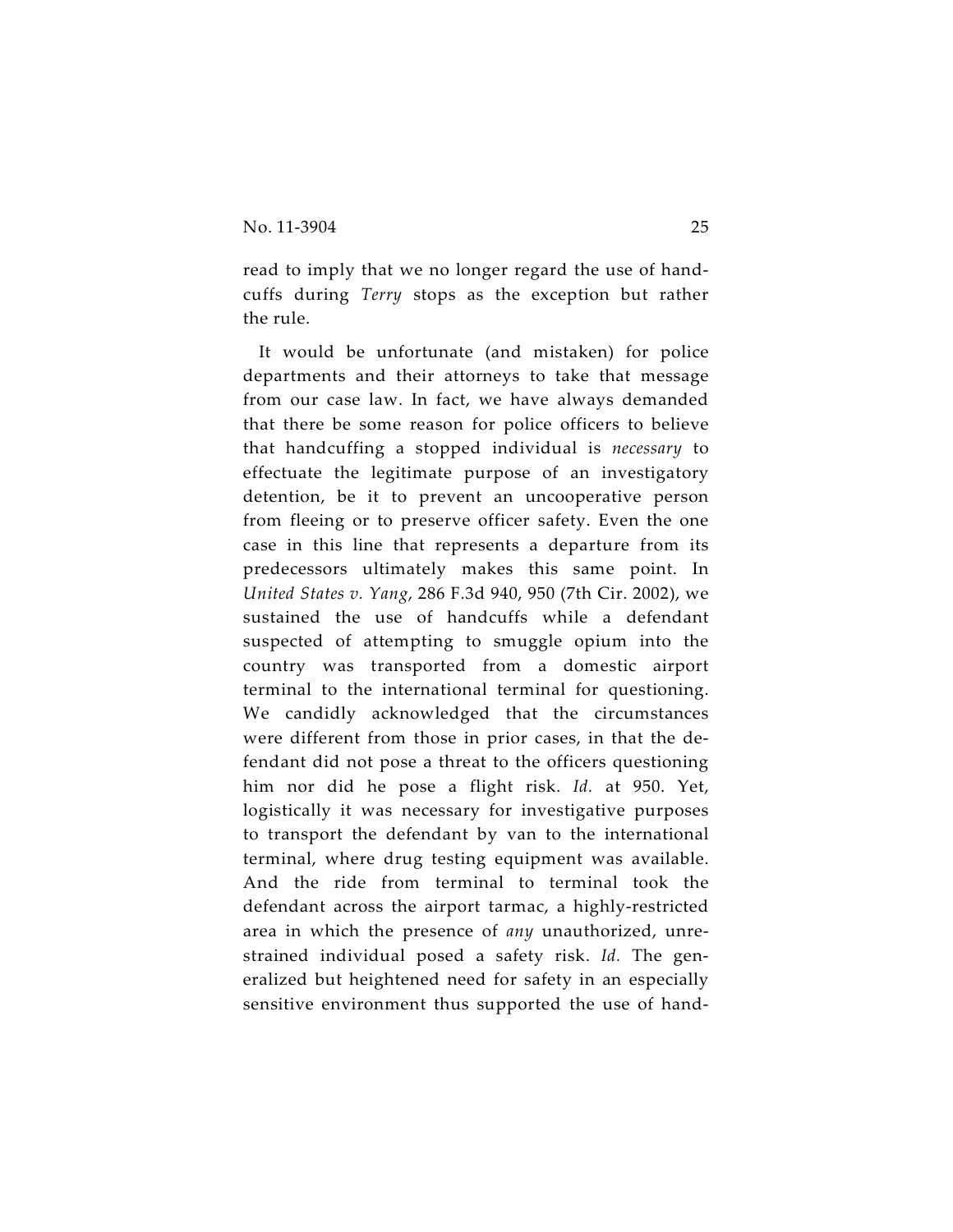read to imply that we no longer regard the use of handcuffs during *Terry* stops as the exception but rather the rule.

It would be unfortunate (and mistaken) for police departments and their attorneys to take that message from our case law. In fact, we have always demanded that there be some reason for police officers to believe that handcuffing a stopped individual is *necessary* to effectuate the legitimate purpose of an investigatory detention, be it to prevent an uncooperative person from fleeing or to preserve officer safety. Even the one case in this line that represents a departure from its predecessors ultimately makes this same point. In *United States v. Yang*, 286 F.3d 940, 950 (7th Cir. 2002), we sustained the use of handcuffs while a defendant suspected of attempting to smuggle opium into the country was transported from a domestic airport terminal to the international terminal for questioning. We candidly acknowledged that the circumstances were different from those in prior cases, in that the defendant did not pose a threat to the officers questioning him nor did he pose a flight risk. *Id.* at 950. Yet, logistically it was necessary for investigative purposes to transport the defendant by van to the international terminal, where drug testing equipment was available. And the ride from terminal to terminal took the defendant across the airport tarmac, a highly-restricted area in which the presence of *any* unauthorized, unrestrained individual posed a safety risk. *Id.* The generalized but heightened need for safety in an especially sensitive environment thus supported the use of hand-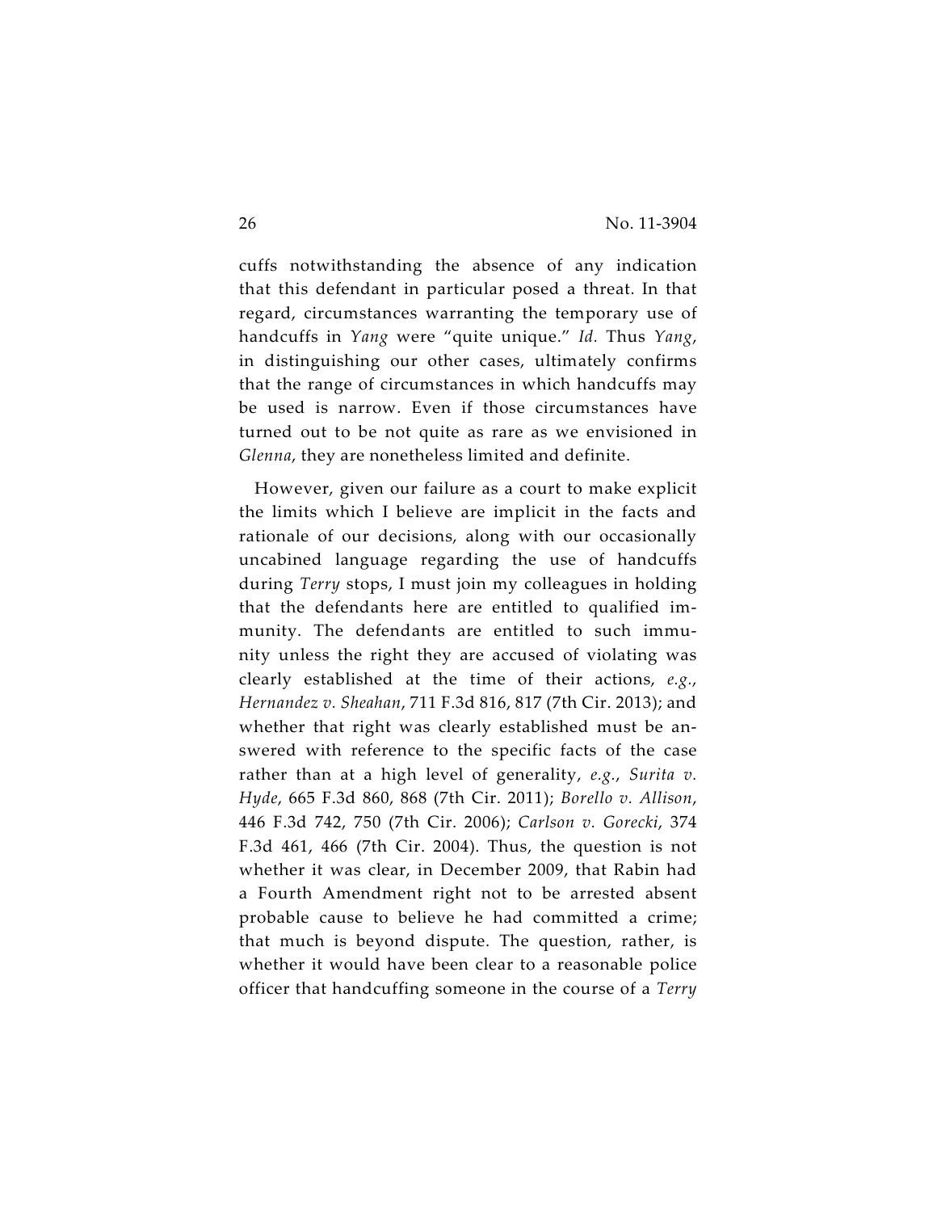cuffs notwithstanding the absence of any indication that this defendant in particular posed a threat. In that regard, circumstances warranting the temporary use of handcuffs in *Yang* were "quite unique." *Id.* Thus *Yang*, in distinguishing our other cases, ultimately confirms that the range of circumstances in which handcuffs may be used is narrow. Even if those circumstances have turned out to be not quite as rare as we envisioned in *Glenna*, they are nonetheless limited and definite.

However, given our failure as a court to make explicit the limits which I believe are implicit in the facts and rationale of our decisions, along with our occasionally uncabined language regarding the use of handcuffs during *Terry* stops, I must join my colleagues in holding that the defendants here are entitled to qualified immunity. The defendants are entitled to such immunity unless the right they are accused of violating was clearly established at the time of their actions, *e.g.*, *Hernandez v. Sheahan*, 711 F.3d 816, 817 (7th Cir. 2013); and whether that right was clearly established must be answered with reference to the specific facts of the case rather than at a high level of generality, *e.g.*, *Surita v. Hyde*, 665 F.3d 860, 868 (7th Cir. 2011); *Borello v. Allison*, 446 F.3d 742, 750 (7th Cir. 2006); *Carlson v. Gorecki*, 374 F.3d 461, 466 (7th Cir. 2004). Thus, the question is not whether it was clear, in December 2009, that Rabin had a Fourth Amendment right not to be arrested absent probable cause to believe he had committed a crime; that much is beyond dispute. The question, rather, is whether it would have been clear to a reasonable police officer that handcuffing someone in the course of a *Terry*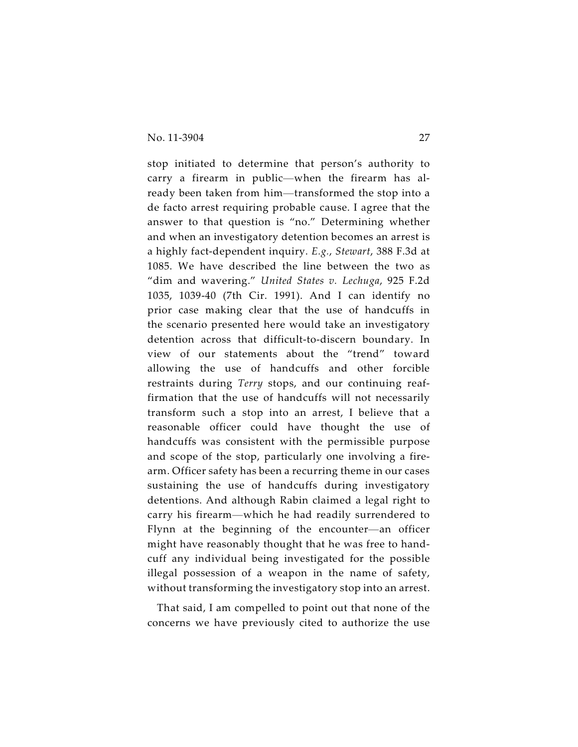stop initiated to determine that person's authority to carry a firearm in public—when the firearm has already been taken from him—transformed the stop into a de facto arrest requiring probable cause. I agree that the answer to that question is "no." Determining whether and when an investigatory detention becomes an arrest is a highly fact-dependent inquiry. *E.g.*, *Stewart*, 388 F.3d at 1085. We have described the line between the two as "dim and wavering." *United States v. Lechuga*, 925 F.2d 1035, 1039-40 (7th Cir. 1991). And I can identify no prior case making clear that the use of handcuffs in the scenario presented here would take an investigatory detention across that difficult-to-discern boundary. In view of our statements about the "trend" toward allowing the use of handcuffs and other forcible restraints during *Terry* stops, and our continuing reaffirmation that the use of handcuffs will not necessarily transform such a stop into an arrest, I believe that a reasonable officer could have thought the use of handcuffs was consistent with the permissible purpose and scope of the stop, particularly one involving a firearm. Officer safety has been a recurring theme in our cases sustaining the use of handcuffs during investigatory detentions. And although Rabin claimed a legal right to carry his firearm—which he had readily surrendered to Flynn at the beginning of the encounter—an officer might have reasonably thought that he was free to handcuff any individual being investigated for the possible illegal possession of a weapon in the name of safety, without transforming the investigatory stop into an arrest.

That said, I am compelled to point out that none of the concerns we have previously cited to authorize the use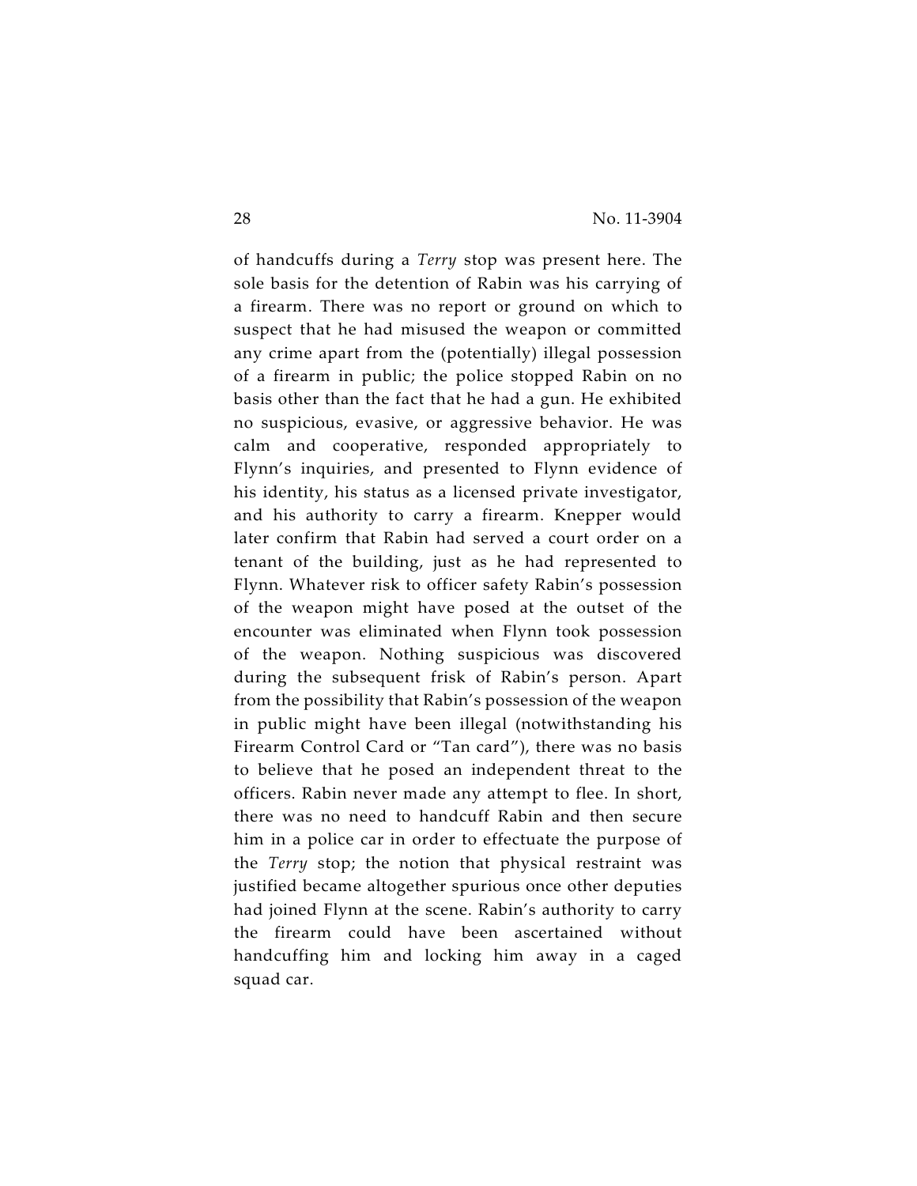of handcuffs during a *Terry* stop was present here. The sole basis for the detention of Rabin was his carrying of a firearm. There was no report or ground on which to suspect that he had misused the weapon or committed any crime apart from the (potentially) illegal possession of a firearm in public; the police stopped Rabin on no basis other than the fact that he had a gun. He exhibited no suspicious, evasive, or aggressive behavior. He was calm and cooperative, responded appropriately to Flynn's inquiries, and presented to Flynn evidence of his identity, his status as a licensed private investigator, and his authority to carry a firearm. Knepper would later confirm that Rabin had served a court order on a tenant of the building, just as he had represented to Flynn. Whatever risk to officer safety Rabin's possession of the weapon might have posed at the outset of the encounter was eliminated when Flynn took possession of the weapon. Nothing suspicious was discovered during the subsequent frisk of Rabin's person. Apart from the possibility that Rabin's possession of the weapon in public might have been illegal (notwithstanding his Firearm Control Card or "Tan card"), there was no basis to believe that he posed an independent threat to the officers. Rabin never made any attempt to flee. In short, there was no need to handcuff Rabin and then secure him in a police car in order to effectuate the purpose of the *Terry* stop; the notion that physical restraint was justified became altogether spurious once other deputies had joined Flynn at the scene. Rabin's authority to carry the firearm could have been ascertained without handcuffing him and locking him away in a caged squad car.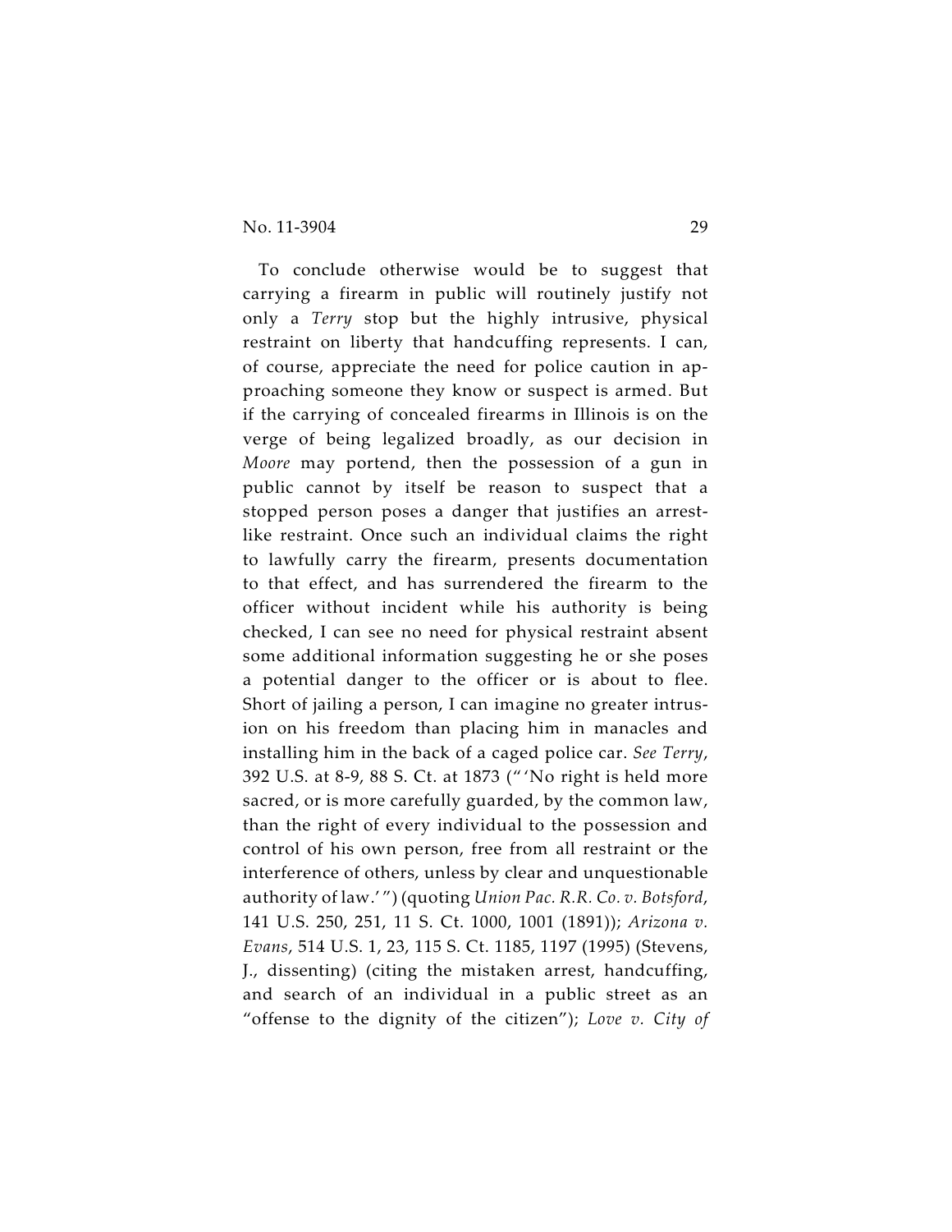To conclude otherwise would be to suggest that carrying a firearm in public will routinely justify not only a *Terry* stop but the highly intrusive, physical restraint on liberty that handcuffing represents. I can, of course, appreciate the need for police caution in approaching someone they know or suspect is armed. But if the carrying of concealed firearms in Illinois is on the verge of being legalized broadly, as our decision in *Moore* may portend, then the possession of a gun in public cannot by itself be reason to suspect that a stopped person poses a danger that justifies an arrest-like restraint. Once such an individual claims the right to lawfully carry the firearm, presents documentation to that effect, and has surrendered the firearm to the officer without incident while his authority is being checked, I can see no need for physical restraint absent some additional information suggesting he or she poses a potential danger to the officer or is about to flee. Short of jailing a person, I can imagine no greater intrusion on his freedom than placing him in manacles and installing him in the back of a caged police car. *See Terry*, 392 U.S. at 8-9, 88 S. Ct. at 1873 ("'No right is held more sacred, or is more carefully guarded, by the common law, than the right of every individual to the possession and control of his own person, free from all restraint or the interference of others, unless by clear and unquestionable authority of law.'") (quoting *Union Pac. R.R. Co. v. Botsford*, 141 U.S. 250, 251, 11 S. Ct. 1000, 1001 (1891)); *Arizona v. Evans*, 514 U.S. 1, 23, 115 S. Ct. 1185, 1197 (1995) (Stevens, J., dissenting) (citing the mistaken arrest, handcuffing, and search of an individual in a public street as an "offense to the dignity of the citizen"); *Love v. City of*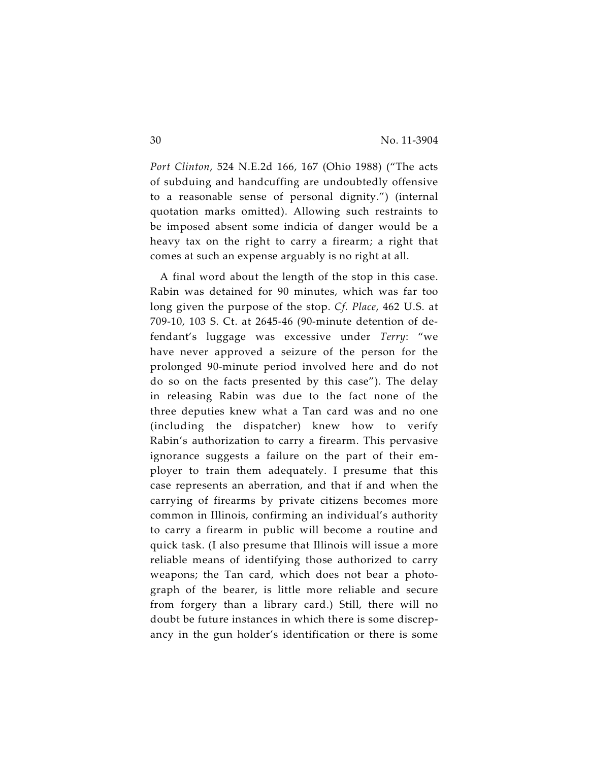*Port Clinton*, 524 N.E.2d 166, 167 (Ohio 1988) ("The acts of subduing and handcuffing are undoubtedly offensive to a reasonable sense of personal dignity.") (internal quotation marks omitted). Allowing such restraints to be imposed absent some indicia of danger would be a heavy tax on the right to carry a firearm; a right that comes at such an expense arguably is no right at all.

A final word about the length of the stop in this case. Rabin was detained for 90 minutes, which was far too long given the purpose of the stop. *Cf. Place*, 462 U.S. at 709-10, 103 S. Ct. at 2645-46 (90-minute detention of defendant's luggage was excessive under *Terry*: "we have never approved a seizure of the person for the prolonged 90-minute period involved here and do not do so on the facts presented by this case"). The delay in releasing Rabin was due to the fact none of the three deputies knew what a Tan card was and no one (including the dispatcher) knew how to verify Rabin's authorization to carry a firearm. This pervasive ignorance suggests a failure on the part of their employer to train them adequately. I presume that this case represents an aberration, and that if and when the carrying of firearms by private citizens becomes more common in Illinois, confirming an individual's authority to carry a firearm in public will become a routine and quick task. (I also presume that Illinois will issue a more reliable means of identifying those authorized to carry weapons; the Tan card, which does not bear a photograph of the bearer, is little more reliable and secure from forgery than a library card.) Still, there will no doubt be future instances in which there is some discrepancy in the gun holder's identification or there is some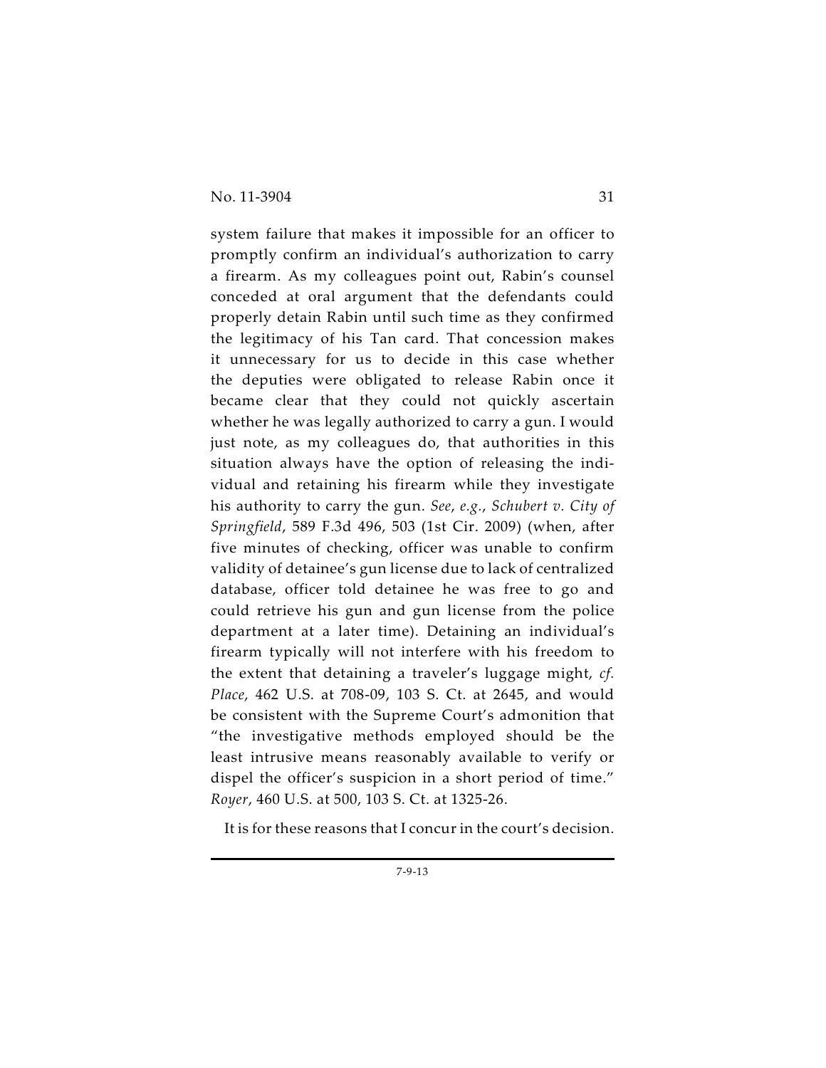system failure that makes it impossible for an officer to promptly confirm an individual's authorization to carry a firearm. As my colleagues point out, Rabin's counsel conceded at oral argument that the defendants could properly detain Rabin until such time as they confirmed the legitimacy of his Tan card. That concession makes it unnecessary for us to decide in this case whether the deputies were obligated to release Rabin once it became clear that they could not quickly ascertain whether he was legally authorized to carry a gun. I would just note, as my colleagues do, that authorities in this situation always have the option of releasing the individual and retaining his firearm while they investigate his authority to carry the gun. *See, e.g.*, *Schubert v. City of Springfield*, 589 F.3d 496, 503 (1st Cir. 2009) (when, after five minutes of checking, officer was unable to confirm validity of detainee's gun license due to lack of centralized database, officer told detainee he was free to go and could retrieve his gun and gun license from the police department at a later time). Detaining an individual's firearm typically will not interfere with his freedom to the extent that detaining a traveler's luggage might, *cf. Place*, 462 U.S. at 708-09, 103 S. Ct. at 2645, and would be consistent with the Supreme Court's admonition that "the investigative methods employed should be the least intrusive means reasonably available to verify or dispel the officer's suspicion in a short period of time." *Royer*, 460 U.S. at 500, 103 S. Ct. at 1325-26.

It is for these reasons that I concur in the court's decision.

---

7-9-13